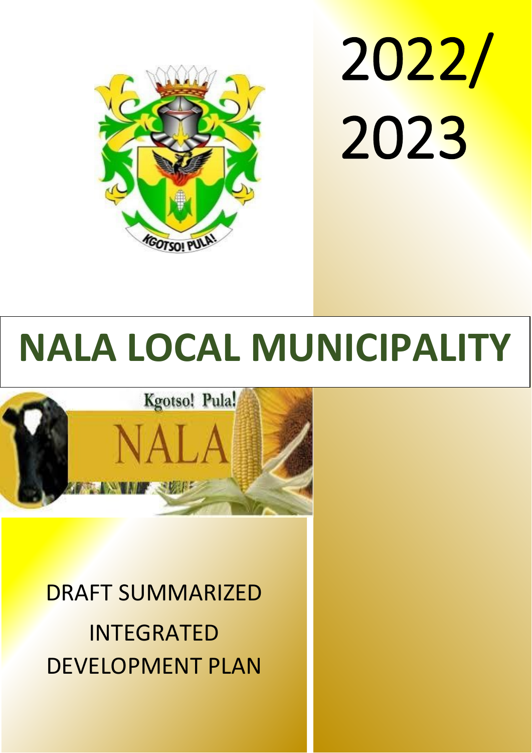2022/
2023

# NALA LOCAL MUNICIPALITY

Kgotso! Pula!

NALA

DRAFT SUMMARIZED

INTEGRATED

DEVELOPMENT PLAN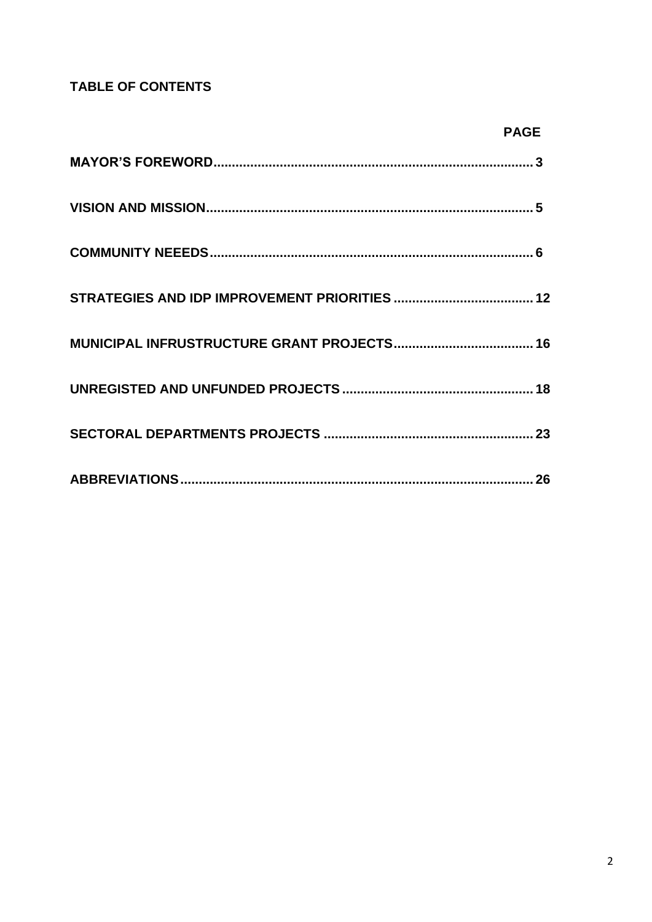## TABLE OF CONTENTS

| | PAGE |
|---|---|
| **MAYOR'S FOREWORD** | **3** |
| **VISION AND MISSION** | **5** |
| **COMMUNITY NEEEDS** | **6** |
| **STRATEGIES AND IDP IMPROVEMENT PRIORITIES** | **12** |
| **MUNICIPAL INFRUSTRUCTURE GRANT PROJECTS** | **16** |
| **UNREGISTED AND UNFUNDED PROJECTS** | **18** |
| **SECTORAL DEPARTMENTS PROJECTS** | **23** |
| **ABBREVIATIONS** | **26** |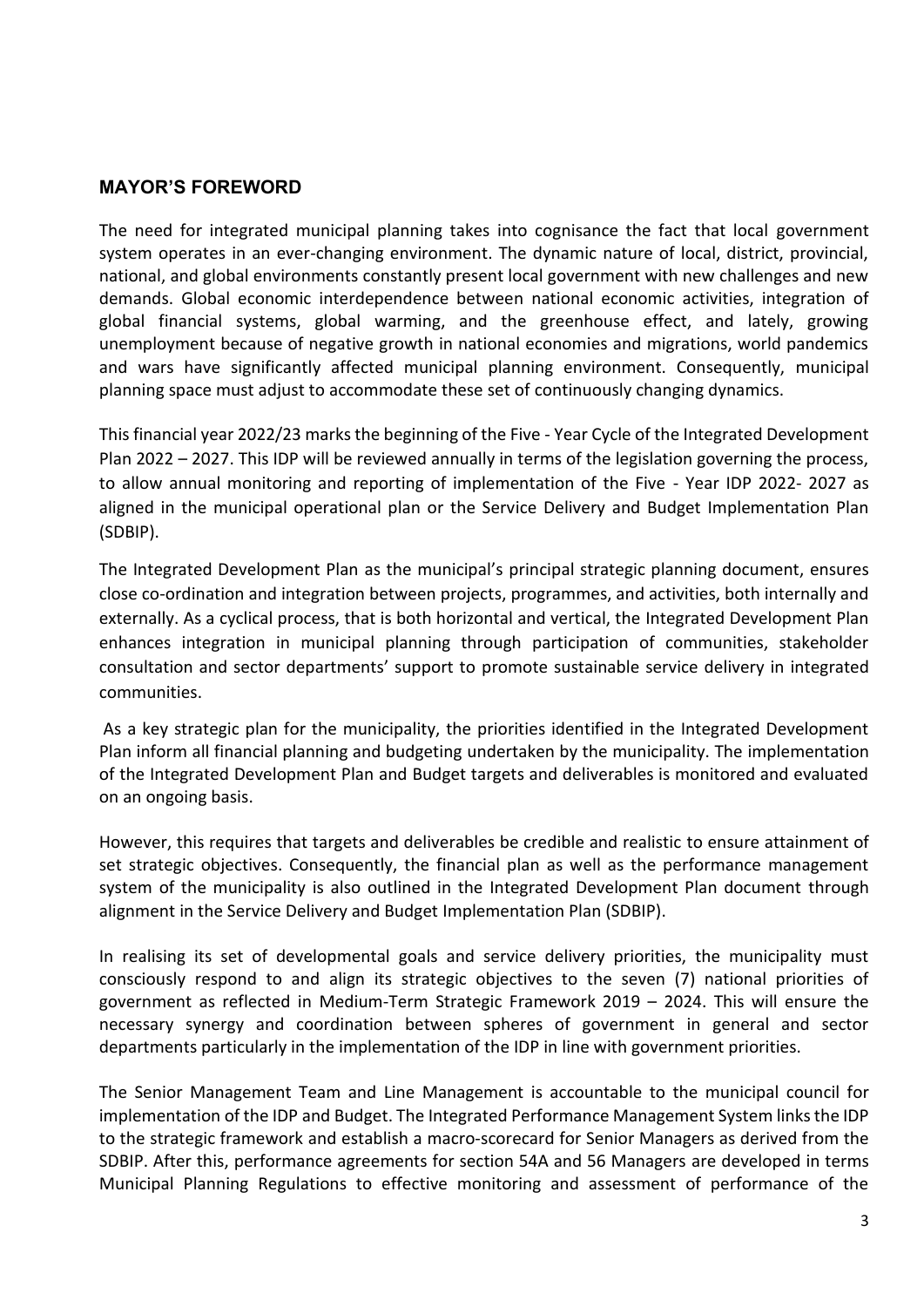## MAYOR'S FOREWORD

The need for integrated municipal planning takes into cognisance the fact that local government system operates in an ever-changing environment. The dynamic nature of local, district, provincial, national, and global environments constantly present local government with new challenges and new demands. Global economic interdependence between national economic activities, integration of global financial systems, global warming, and the greenhouse effect, and lately, growing unemployment because of negative growth in national economies and migrations, world pandemics and wars have significantly affected municipal planning environment. Consequently, municipal planning space must adjust to accommodate these set of continuously changing dynamics.

This financial year 2022/23 marks the beginning of the Five - Year Cycle of the Integrated Development Plan 2022 – 2027. This IDP will be reviewed annually in terms of the legislation governing the process, to allow annual monitoring and reporting of implementation of the Five - Year IDP 2022- 2027 as aligned in the municipal operational plan or the Service Delivery and Budget Implementation Plan (SDBIP).

The Integrated Development Plan as the municipal's principal strategic planning document, ensures close co-ordination and integration between projects, programmes, and activities, both internally and externally. As a cyclical process, that is both horizontal and vertical, the Integrated Development Plan enhances integration in municipal planning through participation of communities, stakeholder consultation and sector departments' support to promote sustainable service delivery in integrated communities.

As a key strategic plan for the municipality, the priorities identified in the Integrated Development Plan inform all financial planning and budgeting undertaken by the municipality. The implementation of the Integrated Development Plan and Budget targets and deliverables is monitored and evaluated on an ongoing basis.

However, this requires that targets and deliverables be credible and realistic to ensure attainment of set strategic objectives. Consequently, the financial plan as well as the performance management system of the municipality is also outlined in the Integrated Development Plan document through alignment in the Service Delivery and Budget Implementation Plan (SDBIP).

In realising its set of developmental goals and service delivery priorities, the municipality must consciously respond to and align its strategic objectives to the seven (7) national priorities of government as reflected in Medium-Term Strategic Framework 2019 – 2024. This will ensure the necessary synergy and coordination between spheres of government in general and sector departments particularly in the implementation of the IDP in line with government priorities.

The Senior Management Team and Line Management is accountable to the municipal council for implementation of the IDP and Budget. The Integrated Performance Management System links the IDP to the strategic framework and establish a macro-scorecard for Senior Managers as derived from the SDBIP. After this, performance agreements for section 54A and 56 Managers are developed in terms Municipal Planning Regulations to effective monitoring and assessment of performance of the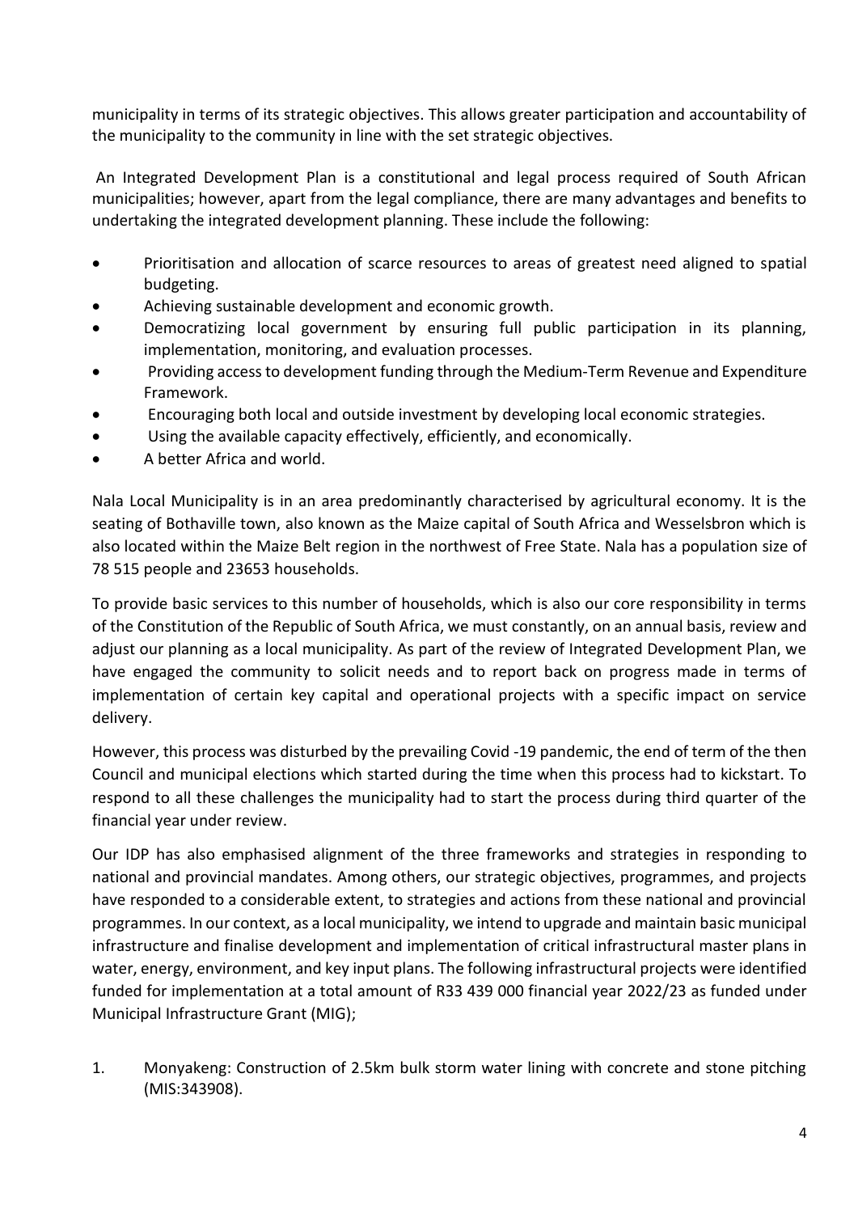municipality in terms of its strategic objectives. This allows greater participation and accountability of the municipality to the community in line with the set strategic objectives.

An Integrated Development Plan is a constitutional and legal process required of South African municipalities; however, apart from the legal compliance, there are many advantages and benefits to undertaking the integrated development planning. These include the following:

- Prioritisation and allocation of scarce resources to areas of greatest need aligned to spatial budgeting.
- Achieving sustainable development and economic growth.
- Democratizing local government by ensuring full public participation in its planning, implementation, monitoring, and evaluation processes.
- Providing access to development funding through the Medium-Term Revenue and Expenditure Framework.
- Encouraging both local and outside investment by developing local economic strategies.
- Using the available capacity effectively, efficiently, and economically.
- A better Africa and world.

Nala Local Municipality is in an area predominantly characterised by agricultural economy. It is the seating of Bothaville town, also known as the Maize capital of South Africa and Wesselsbron which is also located within the Maize Belt region in the northwest of Free State. Nala has a population size of 78 515 people and 23653 households.

To provide basic services to this number of households, which is also our core responsibility in terms of the Constitution of the Republic of South Africa, we must constantly, on an annual basis, review and adjust our planning as a local municipality. As part of the review of Integrated Development Plan, we have engaged the community to solicit needs and to report back on progress made in terms of implementation of certain key capital and operational projects with a specific impact on service delivery.

However, this process was disturbed by the prevailing Covid -19 pandemic, the end of term of the then Council and municipal elections which started during the time when this process had to kickstart. To respond to all these challenges the municipality had to start the process during third quarter of the financial year under review.

Our IDP has also emphasised alignment of the three frameworks and strategies in responding to national and provincial mandates. Among others, our strategic objectives, programmes, and projects have responded to a considerable extent, to strategies and actions from these national and provincial programmes. In our context, as a local municipality, we intend to upgrade and maintain basic municipal infrastructure and finalise development and implementation of critical infrastructural master plans in water, energy, environment, and key input plans. The following infrastructural projects were identified funded for implementation at a total amount of R33 439 000 financial year 2022/23 as funded under Municipal Infrastructure Grant (MIG);

1. Monyakeng: Construction of 2.5km bulk storm water lining with concrete and stone pitching (MIS:343908).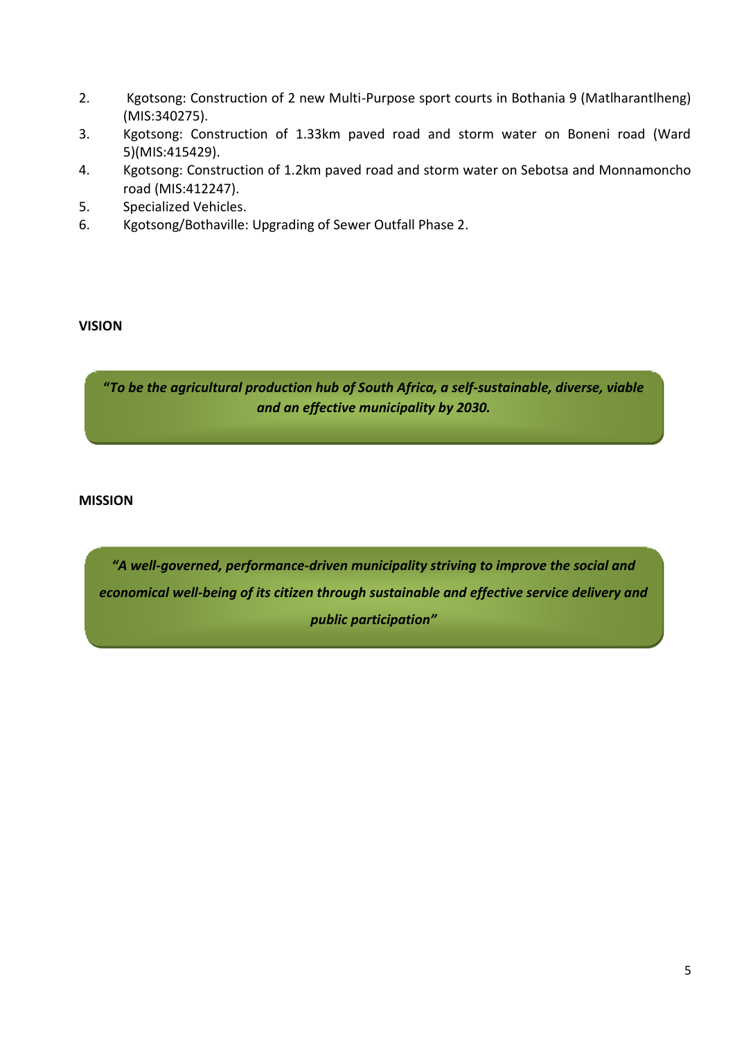2. Kgotsong: Construction of 2 new Multi-Purpose sport courts in Bothania 9 (Matlharantlheng) (MIS:340275).
3. Kgotsong: Construction of 1.33km paved road and storm water on Boneni road (Ward 5)(MIS:415429).
4. Kgotsong: Construction of 1.2km paved road and storm water on Sebotsa and Monnamoncho road (MIS:412247).
5. Specialized Vehicles.
6. Kgotsong/Bothaville: Upgrading of Sewer Outfall Phase 2.

**VISION**

***"To be the agricultural production hub of South Africa, a self-sustainable, diverse, viable and an effective municipality by 2030.***

**MISSION**

***"A well-governed, performance-driven municipality striving to improve the social and economical well-being of its citizen through sustainable and effective service delivery and public participation"***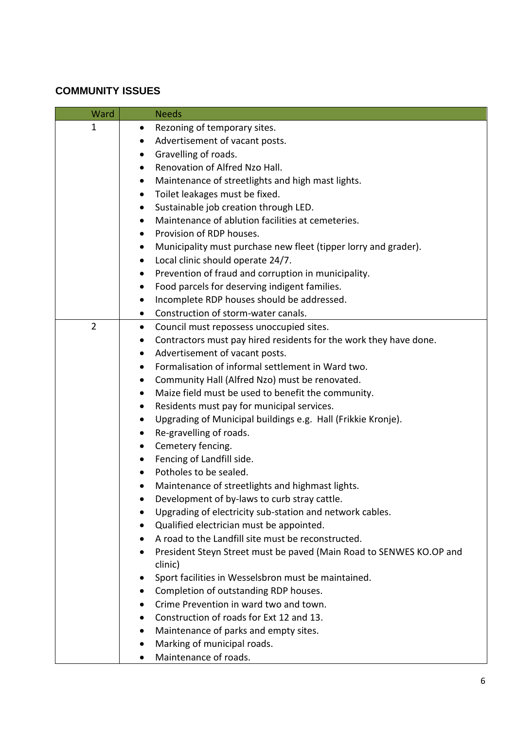## COMMUNITY ISSUES

| Ward | Needs |
|---|---|
| 1 | • Rezoning of temporary sites.<br>• Advertisement of vacant posts.<br>• Gravelling of roads.<br>• Renovation of Alfred Nzo Hall.<br>• Maintenance of streetlights and high mast lights.<br>• Toilet leakages must be fixed.<br>• Sustainable job creation through LED.<br>• Maintenance of ablution facilities at cemeteries.<br>• Provision of RDP houses.<br>• Municipality must purchase new fleet (tipper lorry and grader).<br>• Local clinic should operate 24/7.<br>• Prevention of fraud and corruption in municipality.<br>• Food parcels for deserving indigent families.<br>• Incomplete RDP houses should be addressed.<br>• Construction of storm-water canals. |
| 2 | • Council must repossess unoccupied sites.<br>• Contractors must pay hired residents for the work they have done.<br>• Advertisement of vacant posts.<br>• Formalisation of informal settlement in Ward two.<br>• Community Hall (Alfred Nzo) must be renovated.<br>• Maize field must be used to benefit the community.<br>• Residents must pay for municipal services.<br>• Upgrading of Municipal buildings e.g. Hall (Frikkie Kronje).<br>• Re-gravelling of roads.<br>• Cemetery fencing.<br>• Fencing of Landfill side.<br>• Potholes to be sealed.<br>• Maintenance of streetlights and highmast lights.<br>• Development of by-laws to curb stray cattle.<br>• Upgrading of electricity sub-station and network cables.<br>• Qualified electrician must be appointed.<br>• A road to the Landfill site must be reconstructed.<br>• President Steyn Street must be paved (Main Road to SENWES KO.OP and clinic)<br>• Sport facilities in Wesselsbron must be maintained.<br>• Completion of outstanding RDP houses.<br>• Crime Prevention in ward two and town.<br>• Construction of roads for Ext 12 and 13.<br>• Maintenance of parks and empty sites.<br>• Marking of municipal roads.<br>• Maintenance of roads. |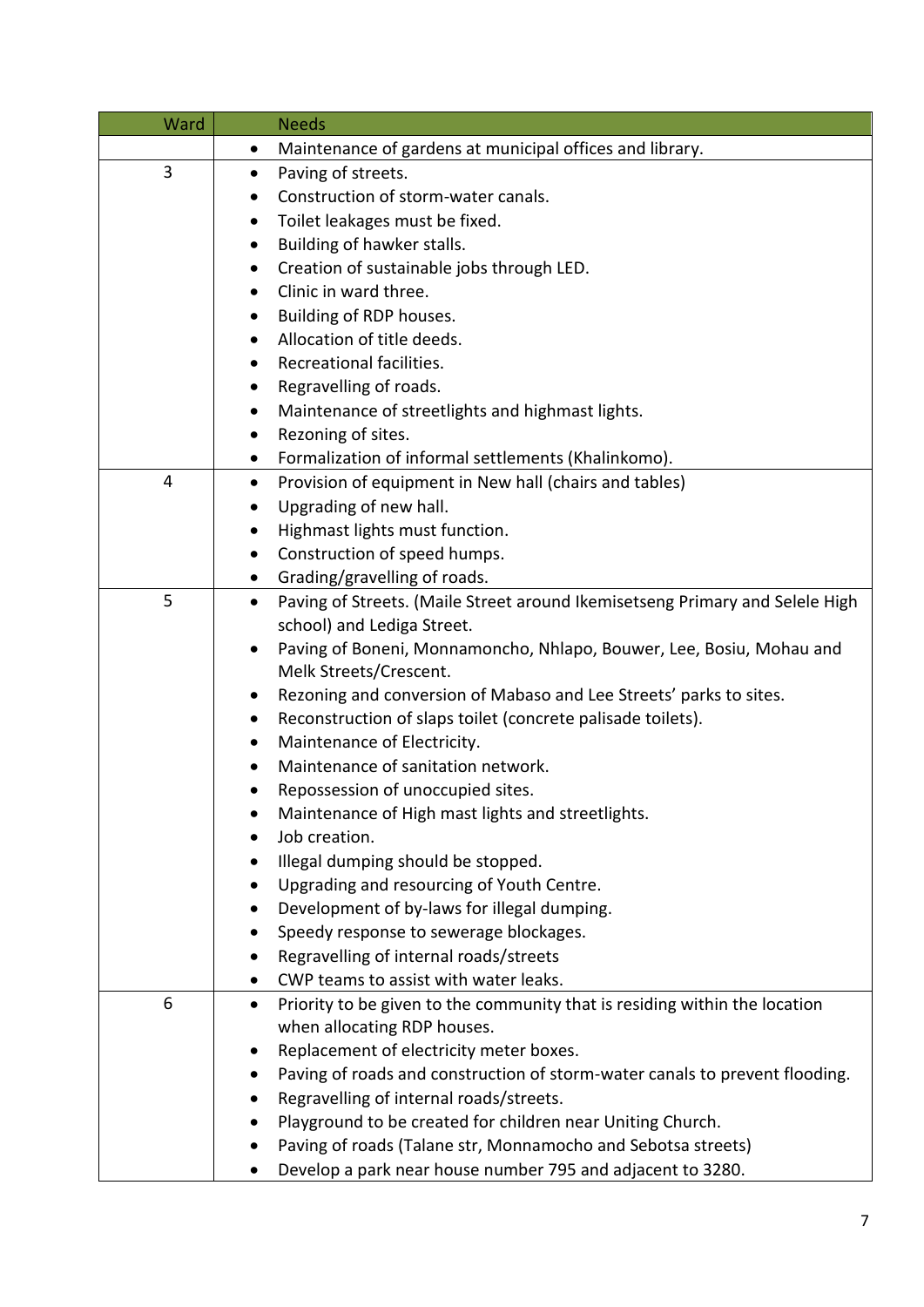| Ward | Needs |
|---|---|
| | • Maintenance of gardens at municipal offices and library. |
| 3 | • Paving of streets.<br>• Construction of storm-water canals.<br>• Toilet leakages must be fixed.<br>• Building of hawker stalls.<br>• Creation of sustainable jobs through LED.<br>• Clinic in ward three.<br>• Building of RDP houses.<br>• Allocation of title deeds.<br>• Recreational facilities.<br>• Regravelling of roads.<br>• Maintenance of streetlights and highmast lights.<br>• Rezoning of sites.<br>• Formalization of informal settlements (Khalinkomo). |
| 4 | • Provision of equipment in New hall (chairs and tables)<br>• Upgrading of new hall.<br>• Highmast lights must function.<br>• Construction of speed humps.<br>• Grading/gravelling of roads. |
| 5 | • Paving of Streets. (Maile Street around Ikemisetseng Primary and Selele High school) and Lediga Street.<br>• Paving of Boneni, Monnamoncho, Nhlapo, Bouwer, Lee, Bosiu, Mohau and Melk Streets/Crescent.<br>• Rezoning and conversion of Mabaso and Lee Streets' parks to sites.<br>• Reconstruction of slaps toilet (concrete palisade toilets).<br>• Maintenance of Electricity.<br>• Maintenance of sanitation network.<br>• Repossession of unoccupied sites.<br>• Maintenance of High mast lights and streetlights.<br>• Job creation.<br>• Illegal dumping should be stopped.<br>• Upgrading and resourcing of Youth Centre.<br>• Development of by-laws for illegal dumping.<br>• Speedy response to sewerage blockages.<br>• Regravelling of internal roads/streets<br>• CWP teams to assist with water leaks. |
| 6 | • Priority to be given to the community that is residing within the location when allocating RDP houses.<br>• Replacement of electricity meter boxes.<br>• Paving of roads and construction of storm-water canals to prevent flooding.<br>• Regravelling of internal roads/streets.<br>• Playground to be created for children near Uniting Church.<br>• Paving of roads (Talane str, Monnamocho and Sebotsa streets)<br>• Develop a park near house number 795 and adjacent to 3280. |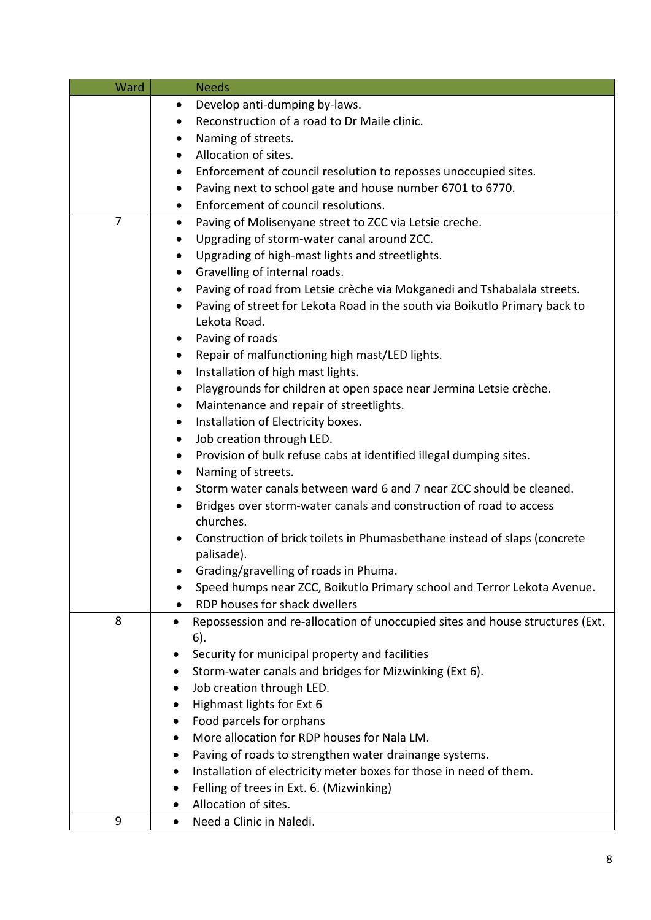| Ward | Needs |
|---|---|
| | • Develop anti-dumping by-laws.<br>• Reconstruction of a road to Dr Maile clinic.<br>• Naming of streets.<br>• Allocation of sites.<br>• Enforcement of council resolution to reposses unoccupied sites.<br>• Paving next to school gate and house number 6701 to 6770.<br>• Enforcement of council resolutions. |
| 7 | • Paving of Molisenyane street to ZCC via Letsie creche.<br>• Upgrading of storm-water canal around ZCC.<br>• Upgrading of high-mast lights and streetlights.<br>• Gravelling of internal roads.<br>• Paving of road from Letsie crèche via Mokganedi and Tshabalala streets.<br>• Paving of street for Lekota Road in the south via Boikutlo Primary back to Lekota Road.<br>• Paving of roads<br>• Repair of malfunctioning high mast/LED lights.<br>• Installation of high mast lights.<br>• Playgrounds for children at open space near Jermina Letsie crèche.<br>• Maintenance and repair of streetlights.<br>• Installation of Electricity boxes.<br>• Job creation through LED.<br>• Provision of bulk refuse cabs at identified illegal dumping sites.<br>• Naming of streets.<br>• Storm water canals between ward 6 and 7 near ZCC should be cleaned.<br>• Bridges over storm-water canals and construction of road to access churches.<br>• Construction of brick toilets in Phumasbethane instead of slaps (concrete palisade).<br>• Grading/gravelling of roads in Phuma.<br>• Speed humps near ZCC, Boikutlo Primary school and Terror Lekota Avenue.<br>• RDP houses for shack dwellers |
| 8 | • Repossession and re-allocation of unoccupied sites and house structures (Ext. 6).<br>• Security for municipal property and facilities<br>• Storm-water canals and bridges for Mizwinking (Ext 6).<br>• Job creation through LED.<br>• Highmast lights for Ext 6<br>• Food parcels for orphans<br>• More allocation for RDP houses for Nala LM.<br>• Paving of roads to strengthen water drainange systems.<br>• Installation of electricity meter boxes for those in need of them.<br>• Felling of trees in Ext. 6. (Mizwinking)<br>• Allocation of sites. |
| 9 | • Need a Clinic in Naledi. |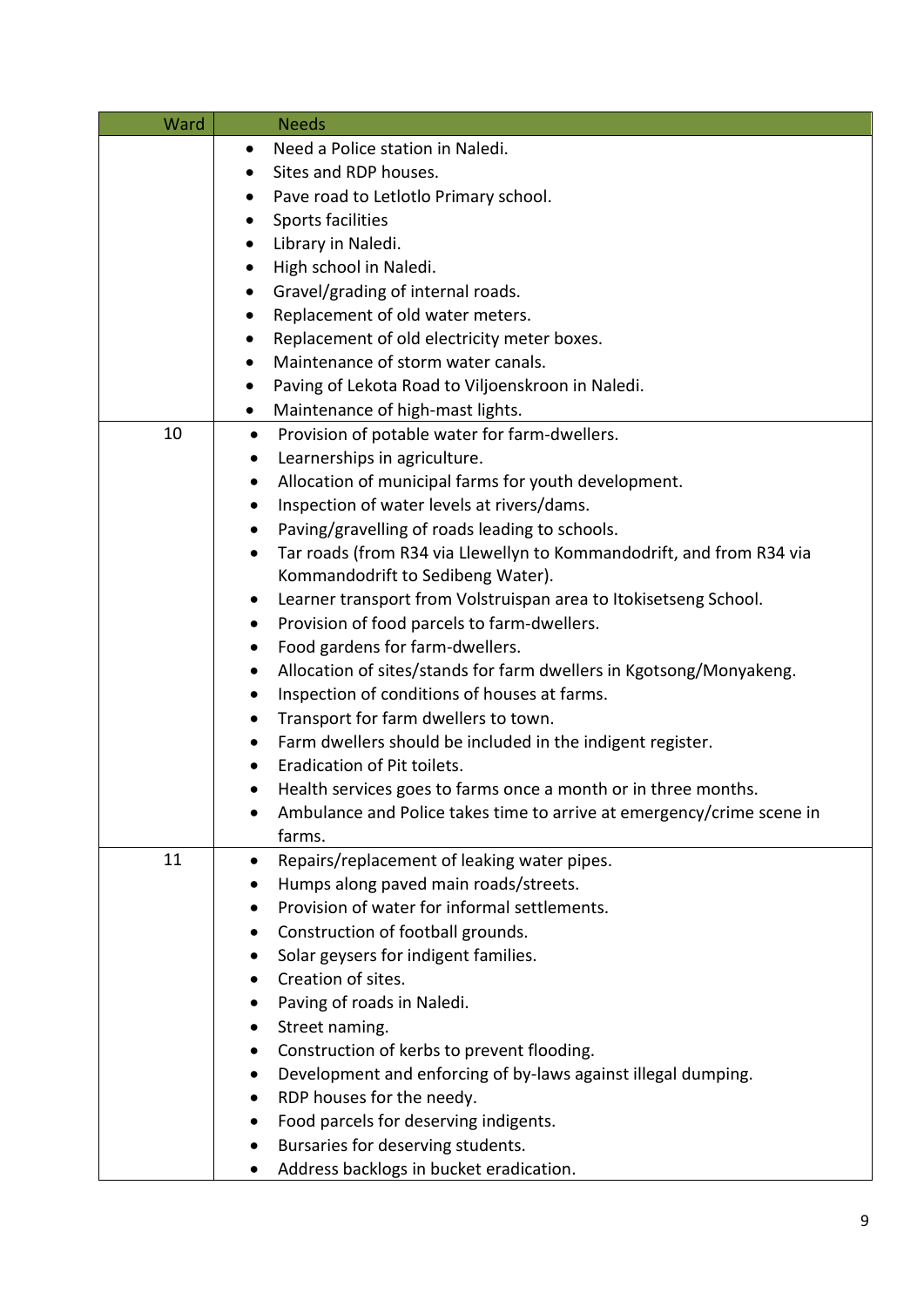| Ward | Needs |
|---|---|
| | • Need a Police station in Naledi.<br>• Sites and RDP houses.<br>• Pave road to Letlotlo Primary school.<br>• Sports facilities<br>• Library in Naledi.<br>• High school in Naledi.<br>• Gravel/grading of internal roads.<br>• Replacement of old water meters.<br>• Replacement of old electricity meter boxes.<br>• Maintenance of storm water canals.<br>• Paving of Lekota Road to Viljoenskroon in Naledi.<br>• Maintenance of high-mast lights. |
| 10 | • Provision of potable water for farm-dwellers.<br>• Learnerships in agriculture.<br>• Allocation of municipal farms for youth development.<br>• Inspection of water levels at rivers/dams.<br>• Paving/gravelling of roads leading to schools.<br>• Tar roads (from R34 via Llewellyn to Kommandodrift, and from R34 via Kommandodrift to Sedibeng Water).<br>• Learner transport from Volstruispan area to Itokisetseng School.<br>• Provision of food parcels to farm-dwellers.<br>• Food gardens for farm-dwellers.<br>• Allocation of sites/stands for farm dwellers in Kgotsong/Monyakeng.<br>• Inspection of conditions of houses at farms.<br>• Transport for farm dwellers to town.<br>• Farm dwellers should be included in the indigent register.<br>• Eradication of Pit toilets.<br>• Health services goes to farms once a month or in three months.<br>• Ambulance and Police takes time to arrive at emergency/crime scene in farms. |
| 11 | • Repairs/replacement of leaking water pipes.<br>• Humps along paved main roads/streets.<br>• Provision of water for informal settlements.<br>• Construction of football grounds.<br>• Solar geysers for indigent families.<br>• Creation of sites.<br>• Paving of roads in Naledi.<br>• Street naming.<br>• Construction of kerbs to prevent flooding.<br>• Development and enforcing of by-laws against illegal dumping.<br>• RDP houses for the needy.<br>• Food parcels for deserving indigents.<br>• Bursaries for deserving students.<br>• Address backlogs in bucket eradication. |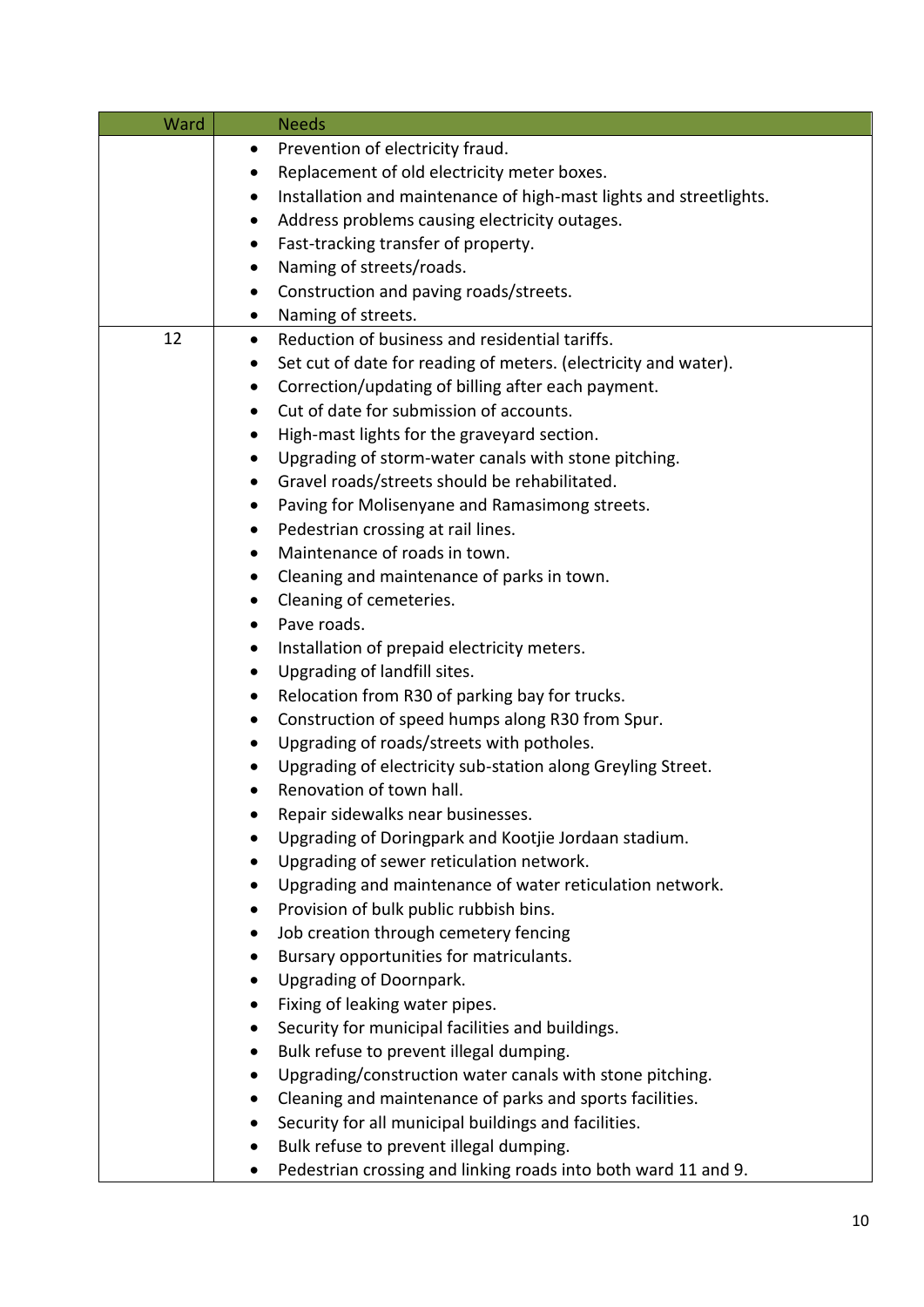| Ward | Needs |
|---|---|
| | • Prevention of electricity fraud.<br>• Replacement of old electricity meter boxes.<br>• Installation and maintenance of high-mast lights and streetlights.<br>• Address problems causing electricity outages.<br>• Fast-tracking transfer of property.<br>• Naming of streets/roads.<br>• Construction and paving roads/streets.<br>• Naming of streets. |
| 12 | • Reduction of business and residential tariffs.<br>• Set cut of date for reading of meters. (electricity and water).<br>• Correction/updating of billing after each payment.<br>• Cut of date for submission of accounts.<br>• High-mast lights for the graveyard section.<br>• Upgrading of storm-water canals with stone pitching.<br>• Gravel roads/streets should be rehabilitated.<br>• Paving for Molisenyane and Ramasimong streets.<br>• Pedestrian crossing at rail lines.<br>• Maintenance of roads in town.<br>• Cleaning and maintenance of parks in town.<br>• Cleaning of cemeteries.<br>• Pave roads.<br>• Installation of prepaid electricity meters.<br>• Upgrading of landfill sites.<br>• Relocation from R30 of parking bay for trucks.<br>• Construction of speed humps along R30 from Spur.<br>• Upgrading of roads/streets with potholes.<br>• Upgrading of electricity sub-station along Greyling Street.<br>• Renovation of town hall.<br>• Repair sidewalks near businesses.<br>• Upgrading of Doringpark and Kootjie Jordaan stadium.<br>• Upgrading of sewer reticulation network.<br>• Upgrading and maintenance of water reticulation network.<br>• Provision of bulk public rubbish bins.<br>• Job creation through cemetery fencing<br>• Bursary opportunities for matriculants.<br>• Upgrading of Doornpark.<br>• Fixing of leaking water pipes.<br>• Security for municipal facilities and buildings.<br>• Bulk refuse to prevent illegal dumping.<br>• Upgrading/construction water canals with stone pitching.<br>• Cleaning and maintenance of parks and sports facilities.<br>• Security for all municipal buildings and facilities.<br>• Bulk refuse to prevent illegal dumping.<br>• Pedestrian crossing and linking roads into both ward 11 and 9. |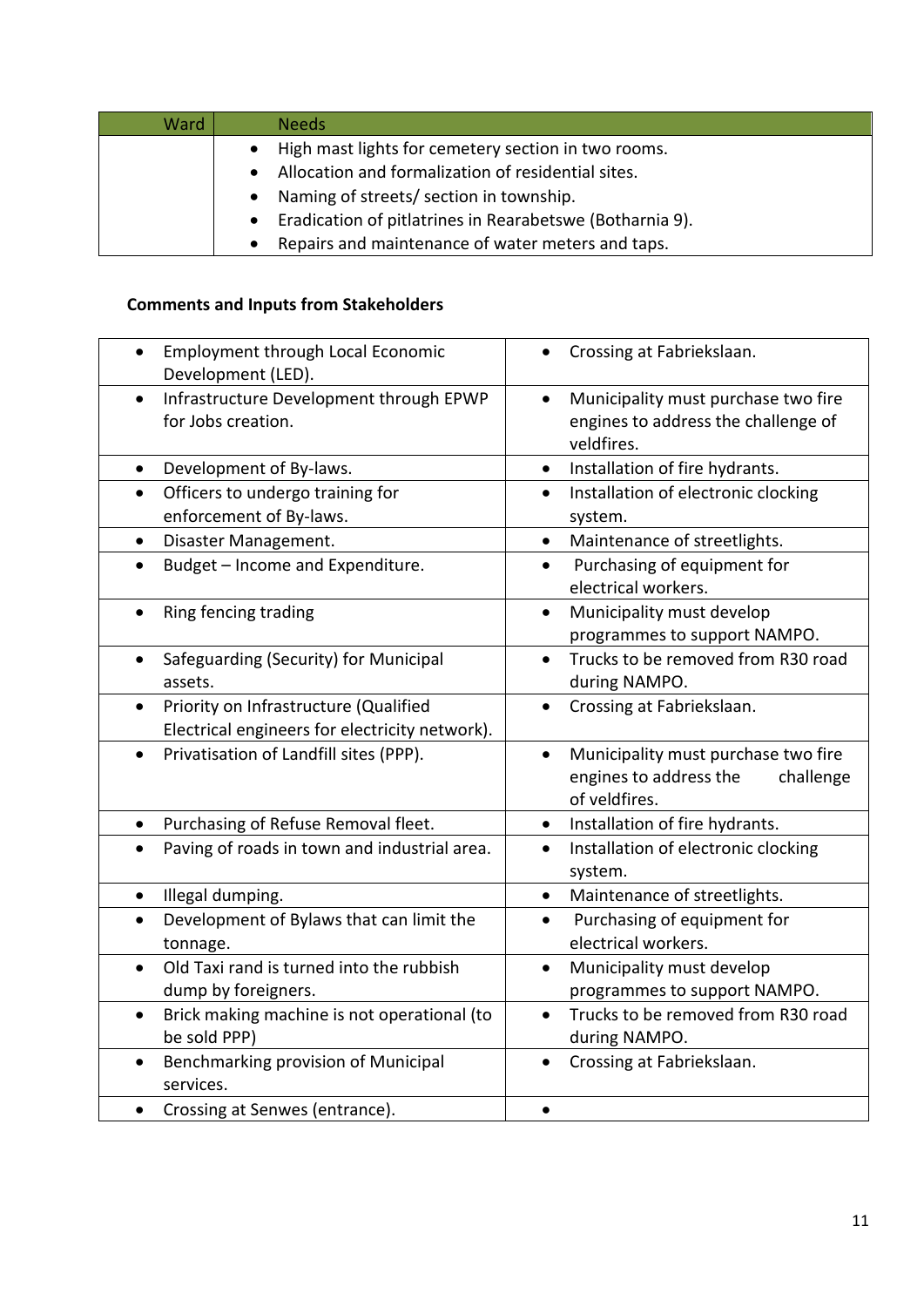| Ward | Needs |
|---|---|
| | • High mast lights for cemetery section in two rooms.<br>• Allocation and formalization of residential sites.<br>• Naming of streets/ section in township.<br>• Eradication of pitlatrines in Rearabetswe (Botharnia 9).<br>• Repairs and maintenance of water meters and taps. |

**Comments and Inputs from Stakeholders**

| | |
|---|---|
| • Employment through Local Economic Development (LED). | • Crossing at Fabriekslaan. |
| • Infrastructure Development through EPWP for Jobs creation. | • Municipality must purchase two fire engines to address the challenge of veldfires. |
| • Development of By-laws. | • Installation of fire hydrants. |
| • Officers to undergo training for enforcement of By-laws. | • Installation of electronic clocking system. |
| • Disaster Management. | • Maintenance of streetlights. |
| • Budget – Income and Expenditure. | • Purchasing of equipment for electrical workers. |
| • Ring fencing trading | • Municipality must develop programmes to support NAMPO. |
| • Safeguarding (Security) for Municipal assets. | • Trucks to be removed from R30 road during NAMPO. |
| • Priority on Infrastructure (Qualified Electrical engineers for electricity network). | • Crossing at Fabriekslaan. |
| • Privatisation of Landfill sites (PPP). | • Municipality must purchase two fire engines to address the challenge of veldfires. |
| • Purchasing of Refuse Removal fleet. | • Installation of fire hydrants. |
| • Paving of roads in town and industrial area. | • Installation of electronic clocking system. |
| • Illegal dumping. | • Maintenance of streetlights. |
| • Development of Bylaws that can limit the tonnage. | • Purchasing of equipment for electrical workers. |
| • Old Taxi rand is turned into the rubbish dump by foreigners. | • Municipality must develop programmes to support NAMPO. |
| • Brick making machine is not operational (to be sold PPP) | • Trucks to be removed from R30 road during NAMPO. |
| • Benchmarking provision of Municipal services. | • Crossing at Fabriekslaan. |
| • Crossing at Senwes (entrance). | • |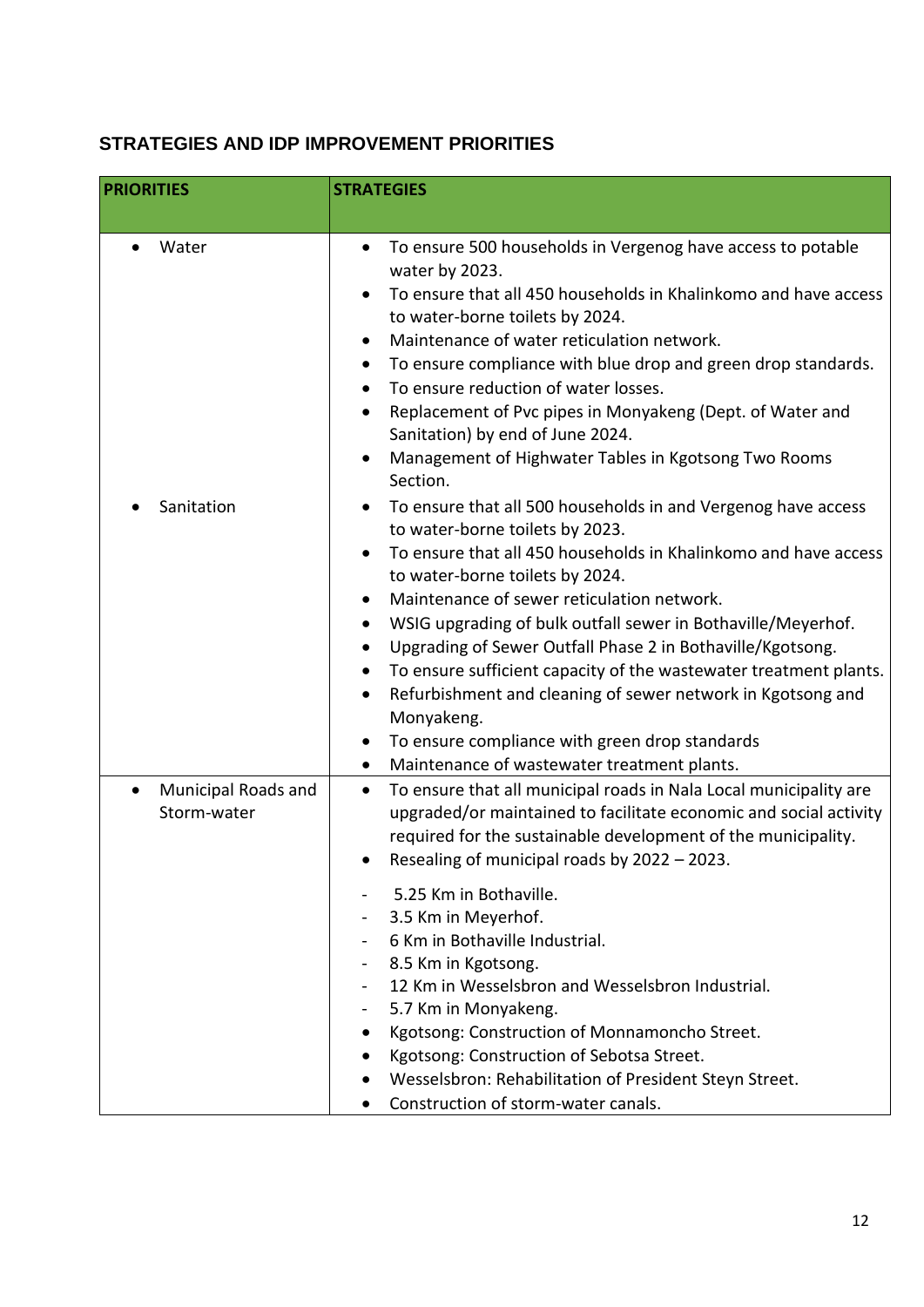## STRATEGIES AND IDP IMPROVEMENT PRIORITIES

| PRIORITIES | STRATEGIES |
|---|---|
| • Water | • To ensure 500 households in Vergenog have access to potable water by 2023.<br>• To ensure that all 450 households in Khalinkomo and have access to water-borne toilets by 2024.<br>• Maintenance of water reticulation network.<br>• To ensure compliance with blue drop and green drop standards.<br>• To ensure reduction of water losses.<br>• Replacement of Pvc pipes in Monyakeng (Dept. of Water and Sanitation) by end of June 2024.<br>• Management of Highwater Tables in Kgotsong Two Rooms Section. |
| • Sanitation | • To ensure that all 500 households in and Vergenog have access to water-borne toilets by 2023.<br>• To ensure that all 450 households in Khalinkomo and have access to water-borne toilets by 2024.<br>• Maintenance of sewer reticulation network.<br>• WSIG upgrading of bulk outfall sewer in Bothaville/Meyerhof.<br>• Upgrading of Sewer Outfall Phase 2 in Bothaville/Kgotsong.<br>• To ensure sufficient capacity of the wastewater treatment plants.<br>• Refurbishment and cleaning of sewer network in Kgotsong and Monyakeng.<br>• To ensure compliance with green drop standards<br>• Maintenance of wastewater treatment plants. |
| • Municipal Roads and Storm-water | • To ensure that all municipal roads in Nala Local municipality are upgraded/or maintained to facilitate economic and social activity required for the sustainable development of the municipality.<br>• Resealing of municipal roads by 2022 – 2023.<br>- 5.25 Km in Bothaville.<br>- 3.5 Km in Meyerhof.<br>- 6 Km in Bothaville Industrial.<br>- 8.5 Km in Kgotsong.<br>- 12 Km in Wesselsbron and Wesselsbron Industrial.<br>- 5.7 Km in Monyakeng.<br>• Kgotsong: Construction of Monnamoncho Street.<br>• Kgotsong: Construction of Sebotsa Street.<br>• Wesselsbron: Rehabilitation of President Steyn Street.<br>• Construction of storm-water canals. |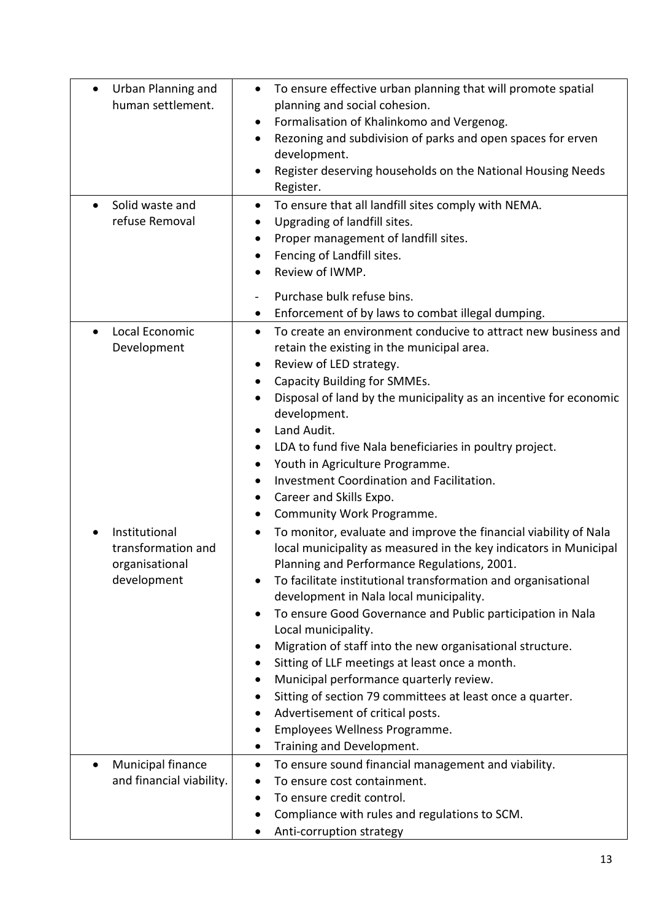| | |
|---|---|
| • Urban Planning and human settlement. | • To ensure effective urban planning that will promote spatial planning and social cohesion.<br>• Formalisation of Khalinkomo and Vergenog.<br>• Rezoning and subdivision of parks and open spaces for erven development.<br>• Register deserving households on the National Housing Needs Register. |
| • Solid waste and refuse Removal | • To ensure that all landfill sites comply with NEMA.<br>• Upgrading of landfill sites.<br>• Proper management of landfill sites.<br>• Fencing of Landfill sites.<br>• Review of IWMP.<br>- Purchase bulk refuse bins.<br>• Enforcement of by laws to combat illegal dumping. |
| • Local Economic Development<br><br><br><br><br><br><br><br><br><br><br>• Institutional transformation and organisational development | • To create an environment conducive to attract new business and retain the existing in the municipal area.<br>• Review of LED strategy.<br>• Capacity Building for SMMEs.<br>• Disposal of land by the municipality as an incentive for economic development.<br>• Land Audit.<br>• LDA to fund five Nala beneficiaries in poultry project.<br>• Youth in Agriculture Programme.<br>• Investment Coordination and Facilitation.<br>• Career and Skills Expo.<br>• Community Work Programme.<br>• To monitor, evaluate and improve the financial viability of Nala local municipality as measured in the key indicators in Municipal Planning and Performance Regulations, 2001.<br>• To facilitate institutional transformation and organisational development in Nala local municipality.<br>• To ensure Good Governance and Public participation in Nala Local municipality.<br>• Migration of staff into the new organisational structure.<br>• Sitting of LLF meetings at least once a month.<br>• Municipal performance quarterly review.<br>• Sitting of section 79 committees at least once a quarter.<br>• Advertisement of critical posts.<br>• Employees Wellness Programme.<br>• Training and Development. |
| • Municipal finance and financial viability. | • To ensure sound financial management and viability.<br>• To ensure cost containment.<br>• To ensure credit control.<br>• Compliance with rules and regulations to SCM.<br>• Anti-corruption strategy |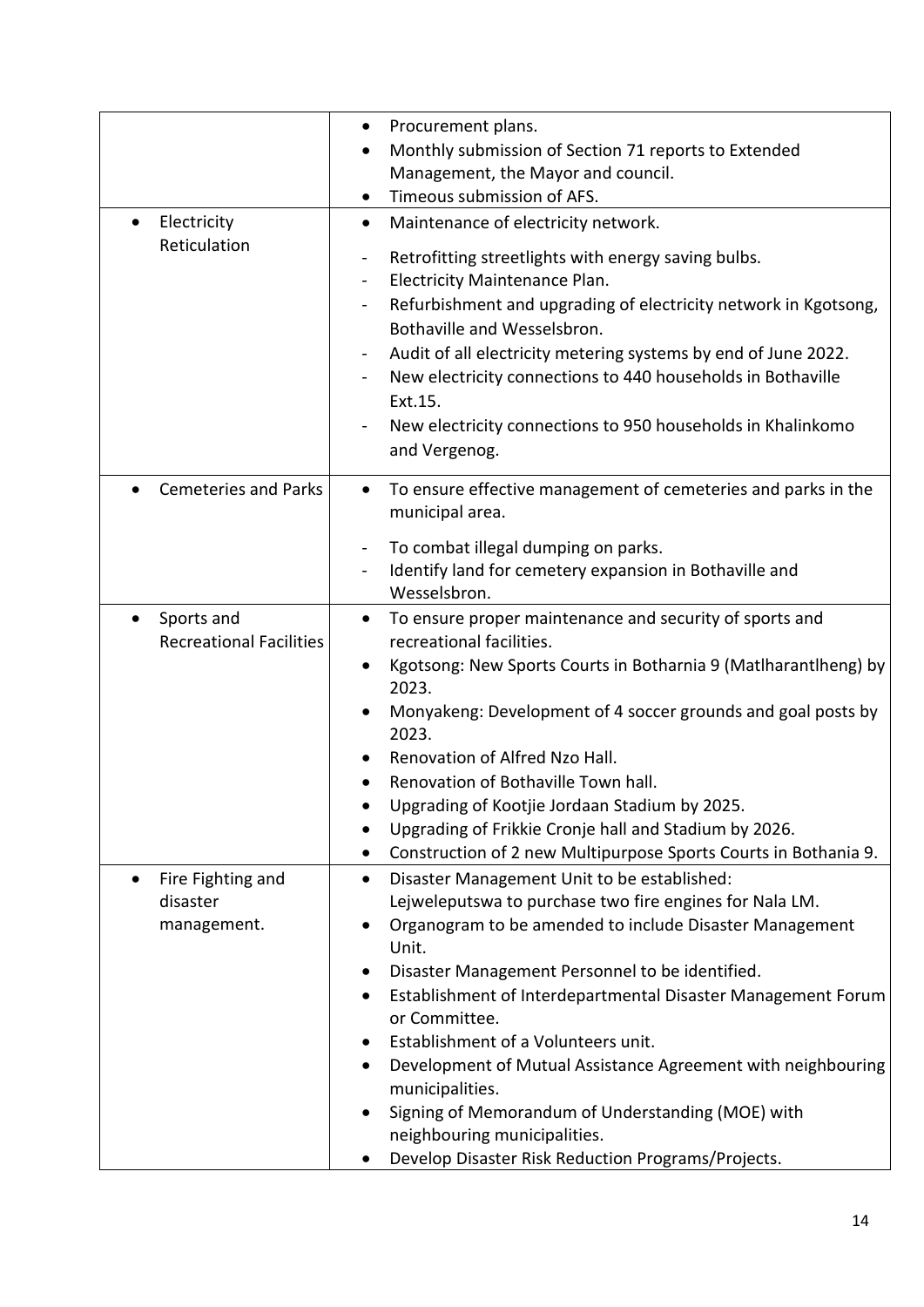| | |
|---|---|
| | • Procurement plans.<br>• Monthly submission of Section 71 reports to Extended Management, the Mayor and council.<br>• Timeous submission of AFS. |
| • Electricity Reticulation | • Maintenance of electricity network.<br>- Retrofitting streetlights with energy saving bulbs.<br>- Electricity Maintenance Plan.<br>- Refurbishment and upgrading of electricity network in Kgotsong, Bothaville and Wesselsbron.<br>- Audit of all electricity metering systems by end of June 2022.<br>- New electricity connections to 440 households in Bothaville Ext.15.<br>- New electricity connections to 950 households in Khalinkomo and Vergenog. |
| • Cemeteries and Parks | • To ensure effective management of cemeteries and parks in the municipal area.<br>- To combat illegal dumping on parks.<br>- Identify land for cemetery expansion in Bothaville and Wesselsbron. |
| • Sports and Recreational Facilities | • To ensure proper maintenance and security of sports and recreational facilities.<br>• Kgotsong: New Sports Courts in Botharnia 9 (Matlharantlheng) by 2023.<br>• Monyakeng: Development of 4 soccer grounds and goal posts by 2023.<br>• Renovation of Alfred Nzo Hall.<br>• Renovation of Bothaville Town hall.<br>• Upgrading of Kootjie Jordaan Stadium by 2025.<br>• Upgrading of Frikkie Cronje hall and Stadium by 2026.<br>• Construction of 2 new Multipurpose Sports Courts in Bothania 9. |
| • Fire Fighting and disaster management. | • Disaster Management Unit to be established: Lejweleputswa to purchase two fire engines for Nala LM.<br>• Organogram to be amended to include Disaster Management Unit.<br>• Disaster Management Personnel to be identified.<br>• Establishment of Interdepartmental Disaster Management Forum or Committee.<br>• Establishment of a Volunteers unit.<br>• Development of Mutual Assistance Agreement with neighbouring municipalities.<br>• Signing of Memorandum of Understanding (MOE) with neighbouring municipalities.<br>• Develop Disaster Risk Reduction Programs/Projects. |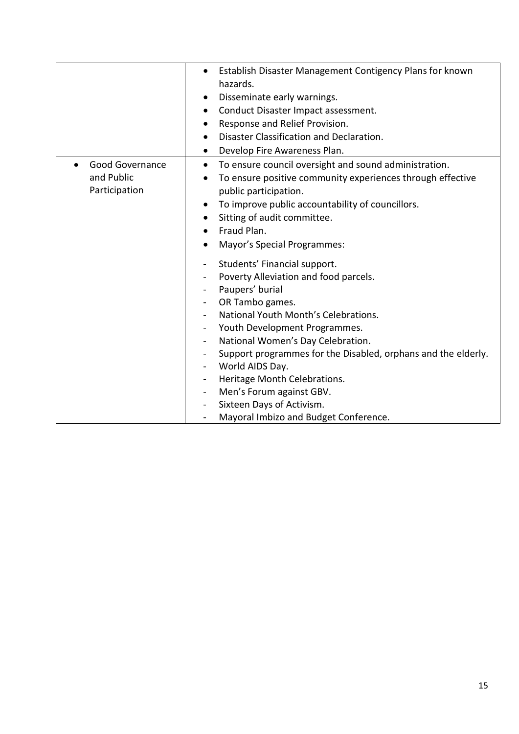| | |
|---|---|
| | • Establish Disaster Management Contigency Plans for known hazards.<br>• Disseminate early warnings.<br>• Conduct Disaster Impact assessment.<br>• Response and Relief Provision.<br>• Disaster Classification and Declaration.<br>• Develop Fire Awareness Plan. |
| • Good Governance and Public Participation | • To ensure council oversight and sound administration.<br>• To ensure positive community experiences through effective public participation.<br>• To improve public accountability of councillors.<br>• Sitting of audit committee.<br>• Fraud Plan.<br>• Mayor's Special Programmes:<br>- Students' Financial support.<br>- Poverty Alleviation and food parcels.<br>- Paupers' burial<br>- OR Tambo games.<br>- National Youth Month's Celebrations.<br>- Youth Development Programmes.<br>- National Women's Day Celebration.<br>- Support programmes for the Disabled, orphans and the elderly.<br>- World AIDS Day.<br>- Heritage Month Celebrations.<br>- Men's Forum against GBV.<br>- Sixteen Days of Activism.<br>- Mayoral Imbizo and Budget Conference. |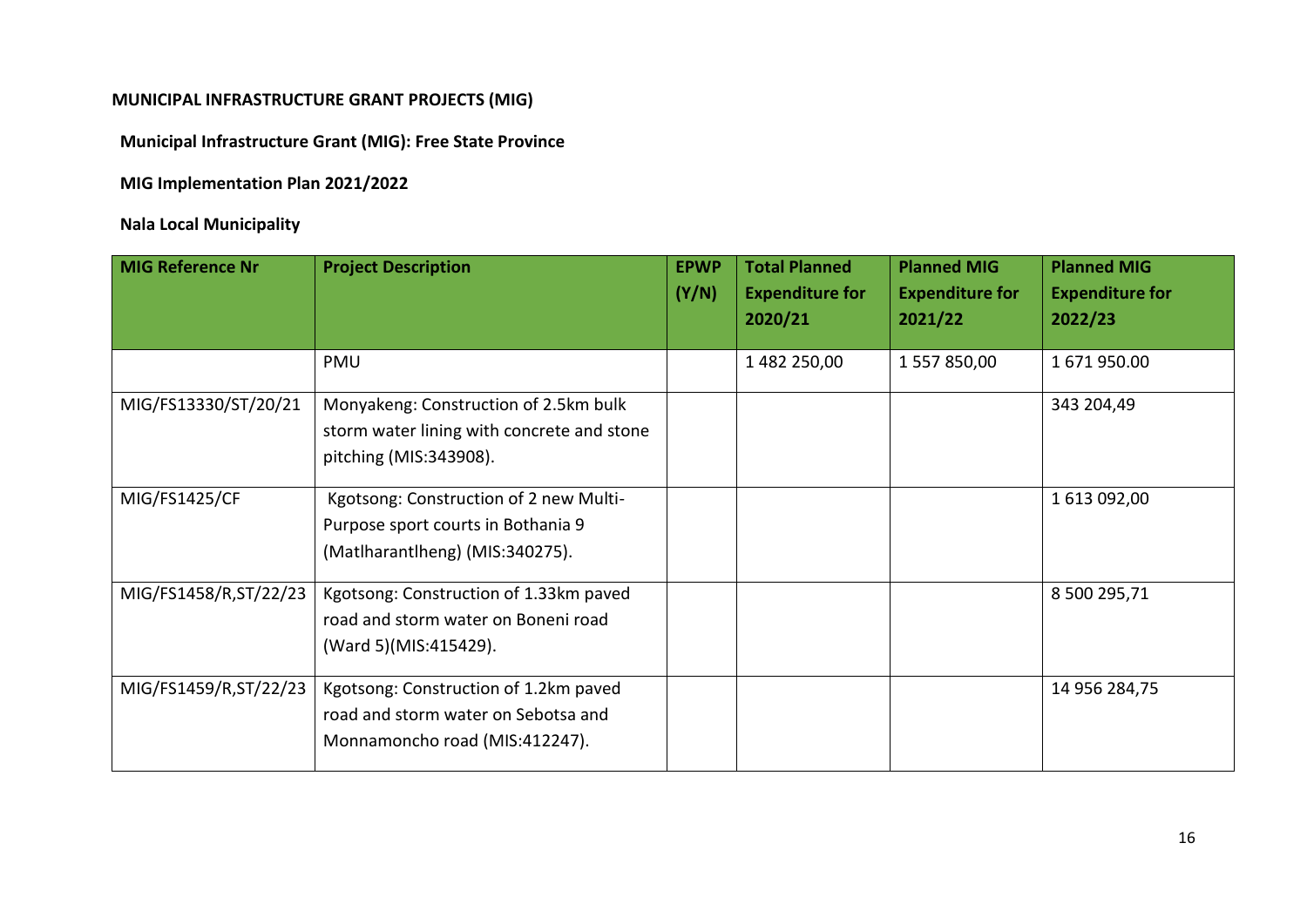**MUNICIPAL INFRASTRUCTURE GRANT PROJECTS (MIG)**

**Municipal Infrastructure Grant (MIG): Free State Province**

**MIG Implementation Plan 2021/2022**

**Nala Local Municipality**

| MIG Reference Nr | Project Description | EPWP (Y/N) | Total Planned Expenditure for 2020/21 | Planned MIG Expenditure for 2021/22 | Planned MIG Expenditure for 2022/23 |
|---|---|---|---|---|---|
| | PMU | | 1 482 250,00 | 1 557 850,00 | 1 671 950.00 |
| MIG/FS13330/ST/20/21 | Monyakeng: Construction of 2.5km bulk storm water lining with concrete and stone pitching (MIS:343908). | | | | 343 204,49 |
| MIG/FS1425/CF | Kgotsong: Construction of 2 new Multi-Purpose sport courts in Bothania 9 (Matlharantlheng) (MIS:340275). | | | | 1 613 092,00 |
| MIG/FS1458/R,ST/22/23 | Kgotsong: Construction of 1.33km paved road and storm water on Boneni road (Ward 5)(MIS:415429). | | | | 8 500 295,71 |
| MIG/FS1459/R,ST/22/23 | Kgotsong: Construction of 1.2km paved road and storm water on Sebotsa and Monnamoncho road (MIS:412247). | | | | 14 956 284,75 |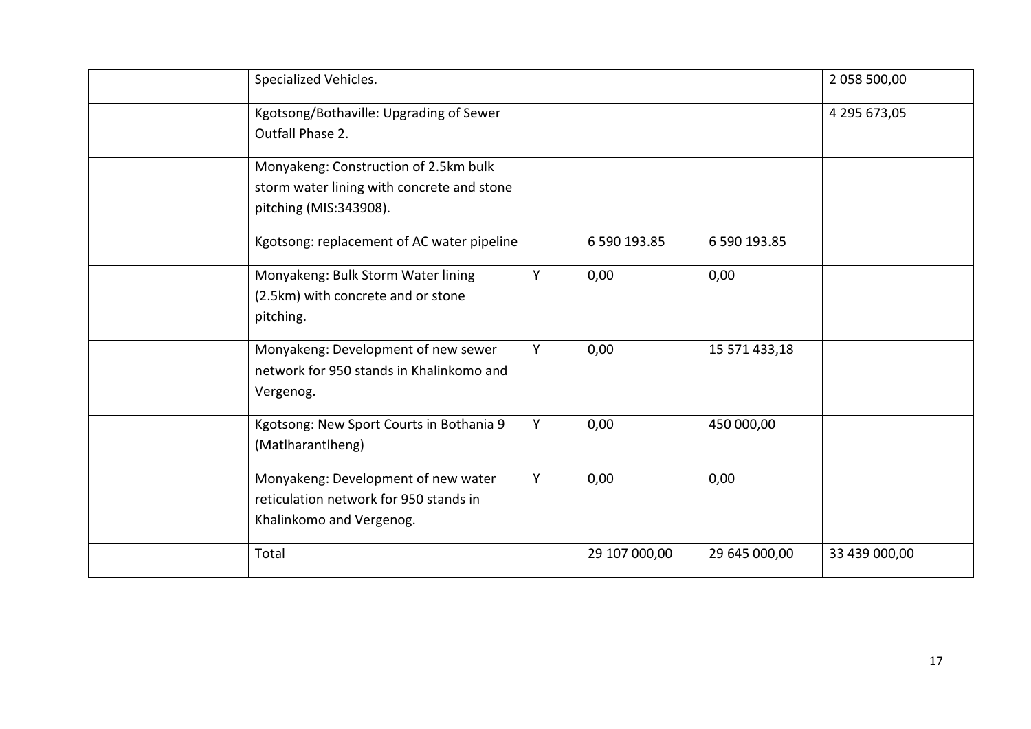| | | | | | |
|---|---|---|---|---|---|
| | Specialized Vehicles. | | | | 2 058 500,00 |
| | Kgotsong/Bothaville: Upgrading of Sewer Outfall Phase 2. | | | | 4 295 673,05 |
| | Monyakeng: Construction of 2.5km bulk storm water lining with concrete and stone pitching (MIS:343908). | | | | |
| | Kgotsong: replacement of AC water pipeline | | 6 590 193.85 | 6 590 193.85 | |
| | Monyakeng: Bulk Storm Water lining (2.5km) with concrete and or stone pitching. | Y | 0,00 | 0,00 | |
| | Monyakeng: Development of new sewer network for 950 stands in Khalinkomo and Vergenog. | Y | 0,00 | 15 571 433,18 | |
| | Kgotsong: New Sport Courts in Bothania 9 (Matlharantlheng) | Y | 0,00 | 450 000,00 | |
| | Monyakeng: Development of new water reticulation network for 950 stands in Khalinkomo and Vergenog. | Y | 0,00 | 0,00 | |
| | Total | | 29 107 000,00 | 29 645 000,00 | 33 439 000,00 |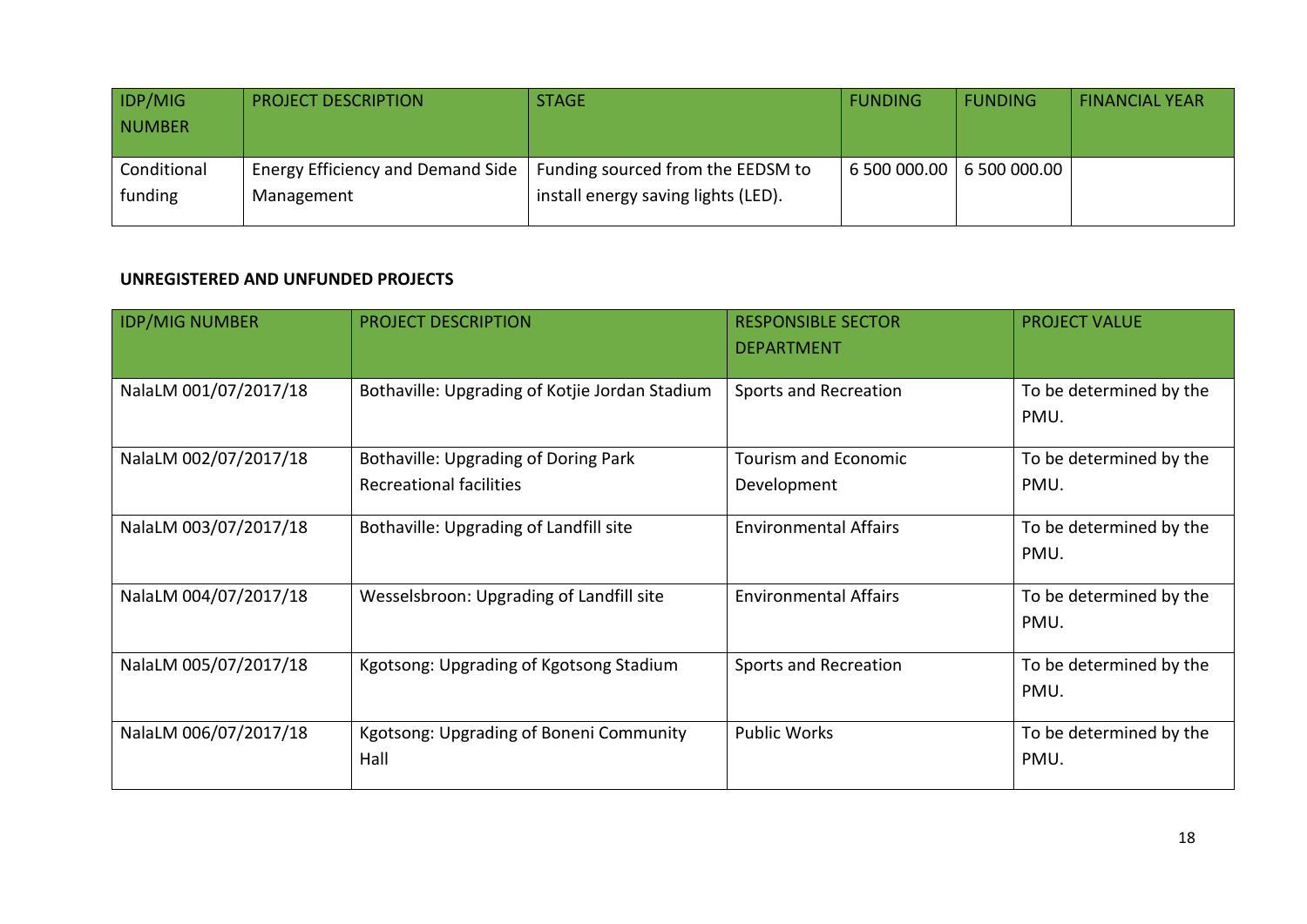| IDP/MIG NUMBER | PROJECT DESCRIPTION | STAGE | FUNDING | FUNDING | FINANCIAL YEAR |
|---|---|---|---|---|---|
| Conditional funding | Energy Efficiency and Demand Side Management | Funding sourced from the EEDSM to install energy saving lights (LED). | 6 500 000.00 | 6 500 000.00 | |

**UNREGISTERED AND UNFUNDED PROJECTS**

| IDP/MIG NUMBER | PROJECT DESCRIPTION | RESPONSIBLE SECTOR DEPARTMENT | PROJECT VALUE |
|---|---|---|---|
| NalaLM 001/07/2017/18 | Bothaville: Upgrading of Kotjie Jordan Stadium | Sports and Recreation | To be determined by the PMU. |
| NalaLM 002/07/2017/18 | Bothaville: Upgrading of Doring Park Recreational facilities | Tourism and Economic Development | To be determined by the PMU. |
| NalaLM 003/07/2017/18 | Bothaville: Upgrading of Landfill site | Environmental Affairs | To be determined by the PMU. |
| NalaLM 004/07/2017/18 | Wesselsbroon: Upgrading of Landfill site | Environmental Affairs | To be determined by the PMU. |
| NalaLM 005/07/2017/18 | Kgotsong: Upgrading of Kgotsong Stadium | Sports and Recreation | To be determined by the PMU. |
| NalaLM 006/07/2017/18 | Kgotsong: Upgrading of Boneni Community Hall | Public Works | To be determined by the PMU. |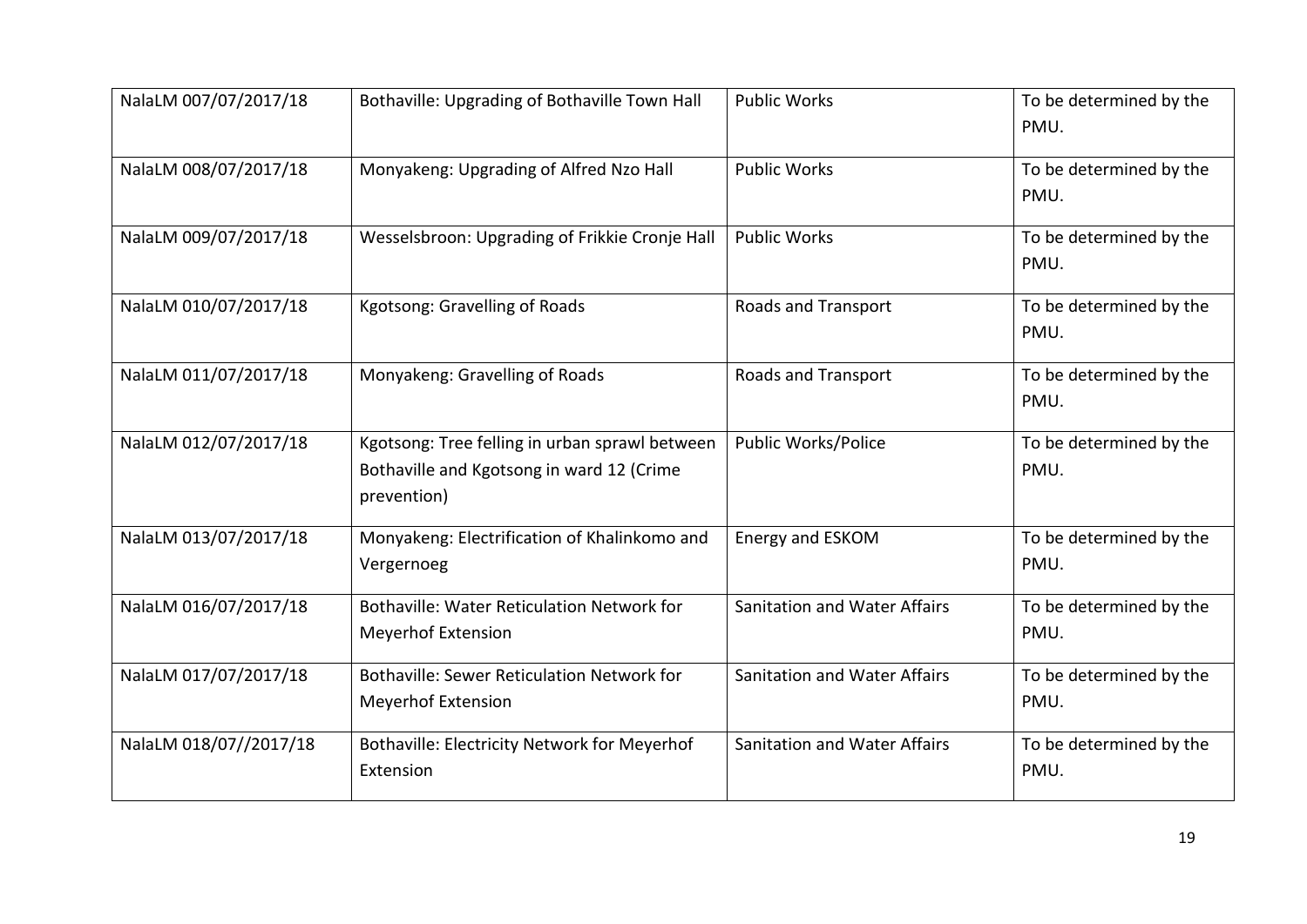| NalaLM 007/07/2017/18 | Bothaville: Upgrading of Bothaville Town Hall | Public Works | To be determined by the PMU. |
|---|---|---|---|
| NalaLM 008/07/2017/18 | Monyakeng: Upgrading of Alfred Nzo Hall | Public Works | To be determined by the PMU. |
| NalaLM 009/07/2017/18 | Wesselsbroon: Upgrading of Frikkie Cronje Hall | Public Works | To be determined by the PMU. |
| NalaLM 010/07/2017/18 | Kgotsong: Gravelling of Roads | Roads and Transport | To be determined by the PMU. |
| NalaLM 011/07/2017/18 | Monyakeng: Gravelling of Roads | Roads and Transport | To be determined by the PMU. |
| NalaLM 012/07/2017/18 | Kgotsong: Tree felling in urban sprawl between Bothaville and Kgotsong in ward 12 (Crime prevention) | Public Works/Police | To be determined by the PMU. |
| NalaLM 013/07/2017/18 | Monyakeng: Electrification of Khalinkomo and Vergernoeg | Energy and ESKOM | To be determined by the PMU. |
| NalaLM 016/07/2017/18 | Bothaville: Water Reticulation Network for Meyerhof Extension | Sanitation and Water Affairs | To be determined by the PMU. |
| NalaLM 017/07/2017/18 | Bothaville: Sewer Reticulation Network for Meyerhof Extension | Sanitation and Water Affairs | To be determined by the PMU. |
| NalaLM 018/07//2017/18 | Bothaville: Electricity Network for Meyerhof Extension | Sanitation and Water Affairs | To be determined by the PMU. |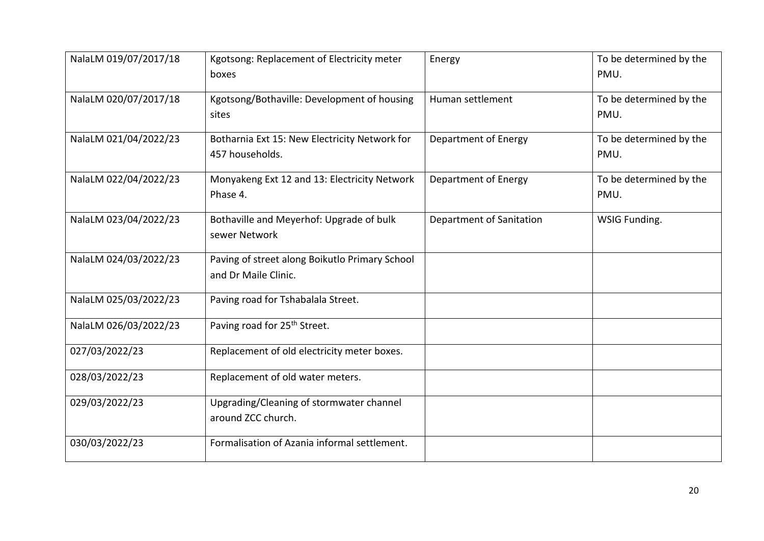| | | | |
|---|---|---|---|
| NalaLM 019/07/2017/18 | Kgotsong: Replacement of Electricity meter boxes | Energy | To be determined by the PMU. |
| NalaLM 020/07/2017/18 | Kgotsong/Bothaville: Development of housing sites | Human settlement | To be determined by the PMU. |
| NalaLM 021/04/2022/23 | Botharnia Ext 15: New Electricity Network for 457 households. | Department of Energy | To be determined by the PMU. |
| NalaLM 022/04/2022/23 | Monyakeng Ext 12 and 13: Electricity Network Phase 4. | Department of Energy | To be determined by the PMU. |
| NalaLM 023/04/2022/23 | Bothaville and Meyerhof: Upgrade of bulk sewer Network | Department of Sanitation | WSIG Funding. |
| NalaLM 024/03/2022/23 | Paving of street along Boikutlo Primary School and Dr Maile Clinic. | | |
| NalaLM 025/03/2022/23 | Paving road for Tshabalala Street. | | |
| NalaLM 026/03/2022/23 | Paving road for 25th Street. | | |
| 027/03/2022/23 | Replacement of old electricity meter boxes. | | |
| 028/03/2022/23 | Replacement of old water meters. | | |
| 029/03/2022/23 | Upgrading/Cleaning of stormwater channel around ZCC church. | | |
| 030/03/2022/23 | Formalisation of Azania informal settlement. | | |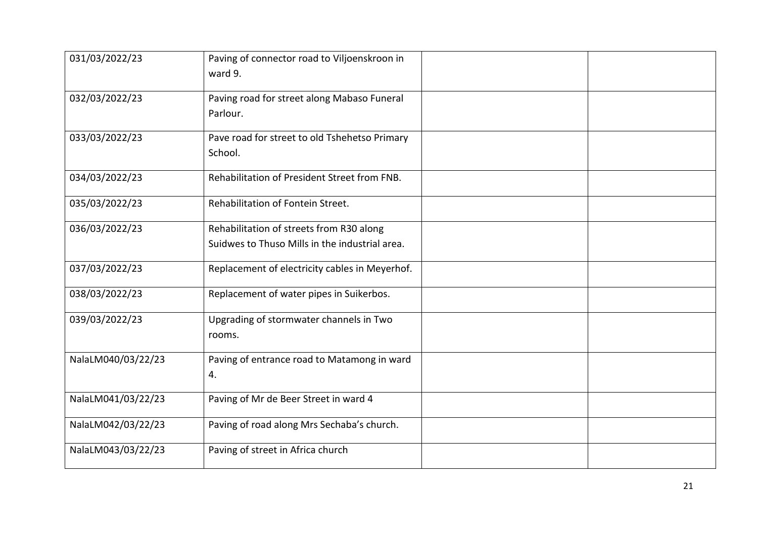| | | | |
|---|---|---|---|
| 031/03/2022/23 | Paving of connector road to Viljoenskroon in ward 9. | | |
| 032/03/2022/23 | Paving road for street along Mabaso Funeral Parlour. | | |
| 033/03/2022/23 | Pave road for street to old Tshehetso Primary School. | | |
| 034/03/2022/23 | Rehabilitation of President Street from FNB. | | |
| 035/03/2022/23 | Rehabilitation of Fontein Street. | | |
| 036/03/2022/23 | Rehabilitation of streets from R30 along Suidwes to Thuso Mills in the industrial area. | | |
| 037/03/2022/23 | Replacement of electricity cables in Meyerhof. | | |
| 038/03/2022/23 | Replacement of water pipes in Suikerbos. | | |
| 039/03/2022/23 | Upgrading of stormwater channels in Two rooms. | | |
| NalaLM040/03/22/23 | Paving of entrance road to Matamong in ward 4. | | |
| NalaLM041/03/22/23 | Paving of Mr de Beer Street in ward 4 | | |
| NalaLM042/03/22/23 | Paving of road along Mrs Sechaba's church. | | |
| NalaLM043/03/22/23 | Paving of street in Africa church | | |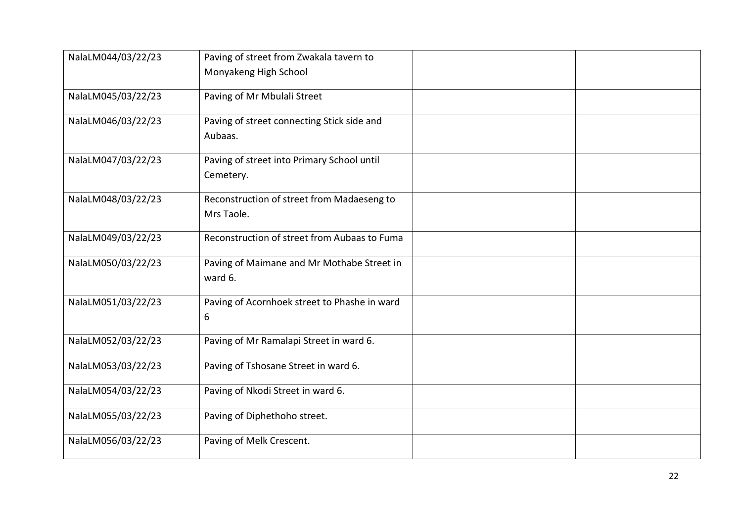| | | | |
|---|---|---|---|
| NalaLM044/03/22/23 | Paving of street from Zwakala tavern to Monyakeng High School | | |
| NalaLM045/03/22/23 | Paving of Mr Mbulali Street | | |
| NalaLM046/03/22/23 | Paving of street connecting Stick side and Aubaas. | | |
| NalaLM047/03/22/23 | Paving of street into Primary School until Cemetery. | | |
| NalaLM048/03/22/23 | Reconstruction of street from Madaeseng to Mrs Taole. | | |
| NalaLM049/03/22/23 | Reconstruction of street from Aubaas to Fuma | | |
| NalaLM050/03/22/23 | Paving of Maimane and Mr Mothabe Street in ward 6. | | |
| NalaLM051/03/22/23 | Paving of Acornhoek street to Phashe in ward 6 | | |
| NalaLM052/03/22/23 | Paving of Mr Ramalapi Street in ward 6. | | |
| NalaLM053/03/22/23 | Paving of Tshosane Street in ward 6. | | |
| NalaLM054/03/22/23 | Paving of Nkodi Street in ward 6. | | |
| NalaLM055/03/22/23 | Paving of Diphethoho street. | | |
| NalaLM056/03/22/23 | Paving of Melk Crescent. | | |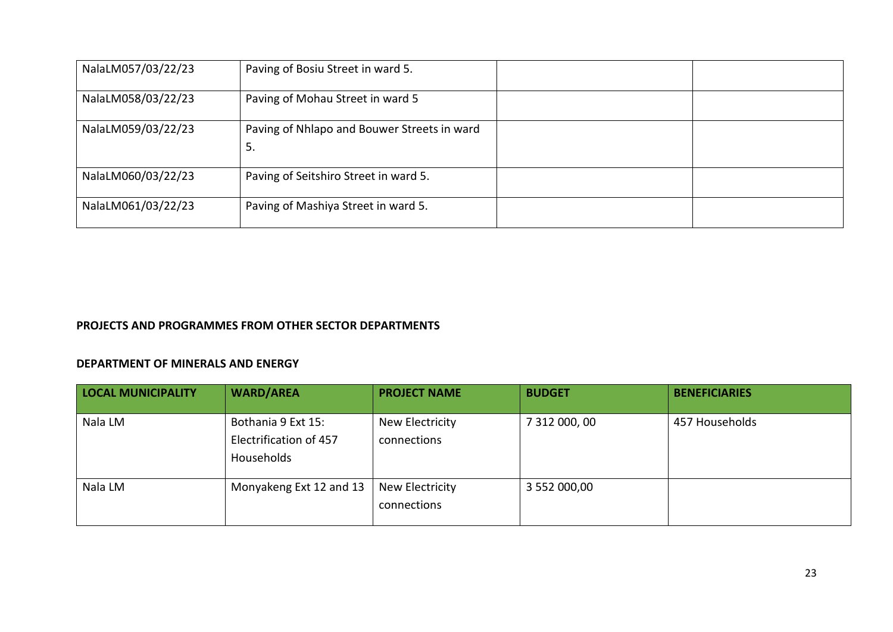| | | | |
|---|---|---|---|
| NalaLM057/03/22/23 | Paving of Bosiu Street in ward 5. | | |
| NalaLM058/03/22/23 | Paving of Mohau Street in ward 5 | | |
| NalaLM059/03/22/23 | Paving of Nhlapo and Bouwer Streets in ward 5. | | |
| NalaLM060/03/22/23 | Paving of Seitshiro Street in ward 5. | | |
| NalaLM061/03/22/23 | Paving of Mashiya Street in ward 5. | | |

**PROJECTS AND PROGRAMMES FROM OTHER SECTOR DEPARTMENTS**

**DEPARTMENT OF MINERALS AND ENERGY**

| LOCAL MUNICIPALITY | WARD/AREA | PROJECT NAME | BUDGET | BENEFICIARIES |
|---|---|---|---|---|
| Nala LM | Bothania 9 Ext 15: Electrification of 457 Households | New Electricity connections | 7 312 000, 00 | 457 Households |
| Nala LM | Monyakeng Ext 12 and 13 | New Electricity connections | 3 552 000,00 | |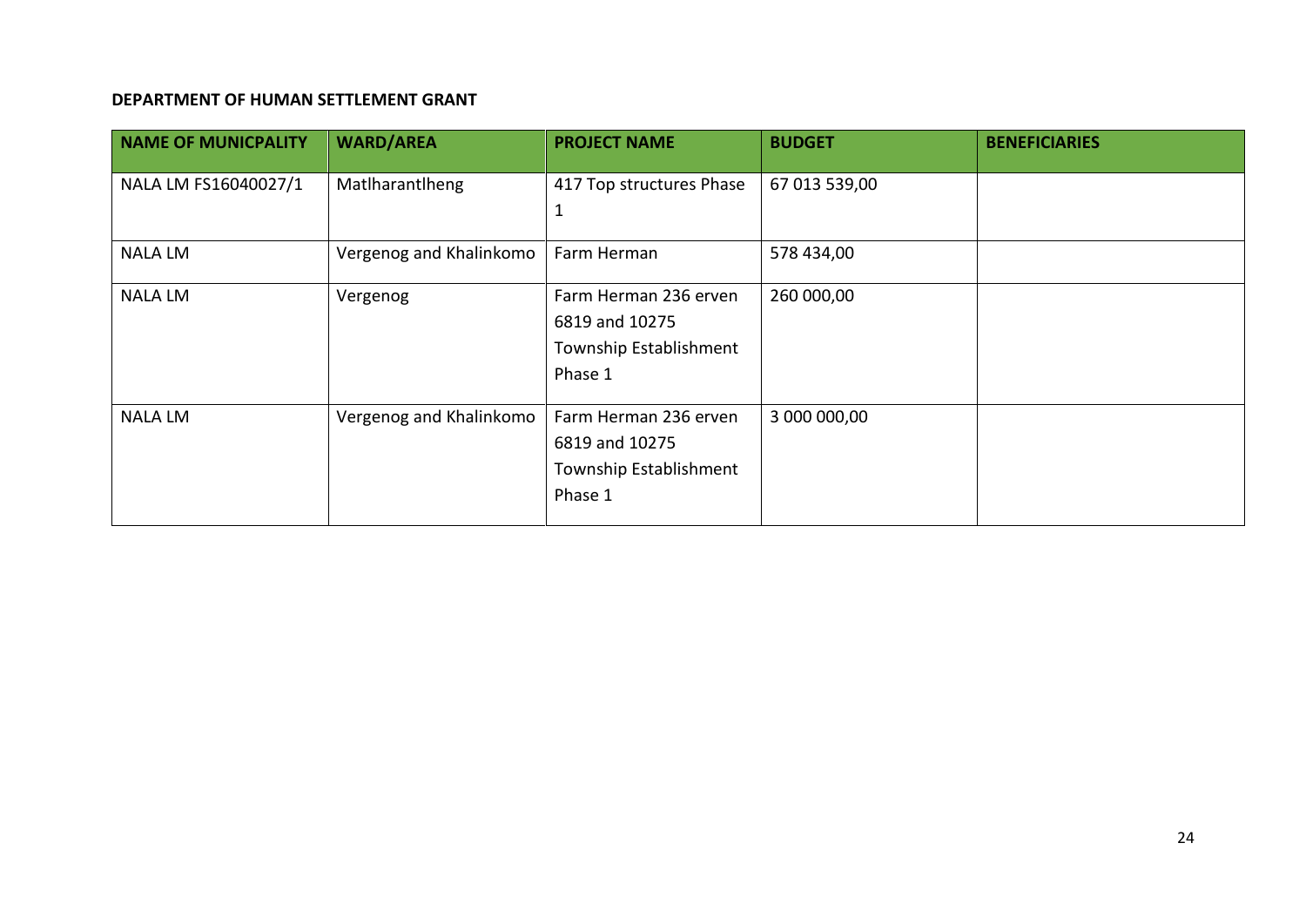**DEPARTMENT OF HUMAN SETTLEMENT GRANT**

| NAME OF MUNICPALITY | WARD/AREA | PROJECT NAME | BUDGET | BENEFICIARIES |
|---|---|---|---|---|
| NALA LM FS16040027/1 | Matlharantlheng | 417 Top structures Phase 1 | 67 013 539,00 | |
| NALA LM | Vergenog and Khalinkomo | Farm Herman | 578 434,00 | |
| NALA LM | Vergenog | Farm Herman 236 erven 6819 and 10275 Township Establishment Phase 1 | 260 000,00 | |
| NALA LM | Vergenog and Khalinkomo | Farm Herman 236 erven 6819 and 10275 Township Establishment Phase 1 | 3 000 000,00 | |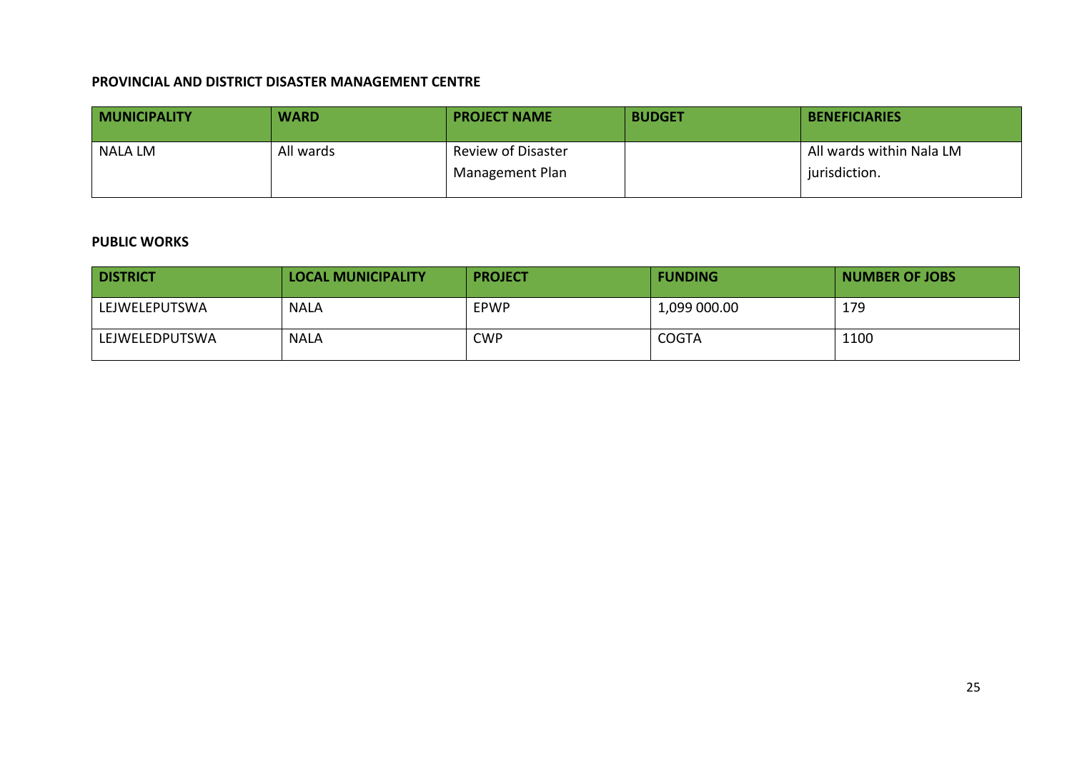**PROVINCIAL AND DISTRICT DISASTER MANAGEMENT CENTRE**

| MUNICIPALITY | WARD | PROJECT NAME | BUDGET | BENEFICIARIES |
|---|---|---|---|---|
| NALA LM | All wards | Review of Disaster Management Plan | | All wards within Nala LM jurisdiction. |

**PUBLIC WORKS**

| DISTRICT | LOCAL MUNICIPALITY | PROJECT | FUNDING | NUMBER OF JOBS |
|---|---|---|---|---|
| LEJWELEPUTSWA | NALA | EPWP | 1,099 000.00 | 179 |
| LEJWELEDPUTSWA | NALA | CWP | COGTA | 1100 |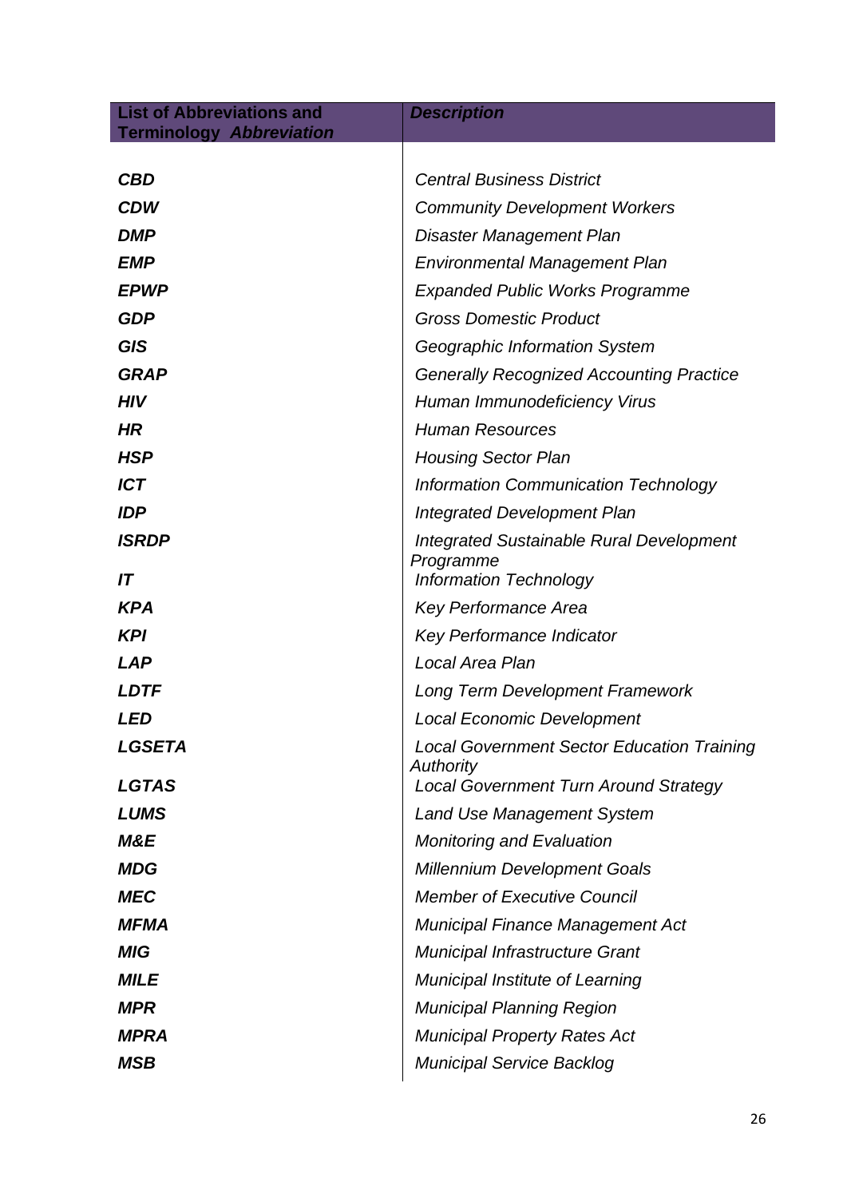| List of Abbreviations and Terminology *Abbreviation* | *Description* |
|---|---|
| ***CBD*** | *Central Business District* |
| ***CDW*** | *Community Development Workers* |
| ***DMP*** | *Disaster Management Plan* |
| ***EMP*** | *Environmental Management Plan* |
| ***EPWP*** | *Expanded Public Works Programme* |
| ***GDP*** | *Gross Domestic Product* |
| ***GIS*** | *Geographic Information System* |
| ***GRAP*** | *Generally Recognized Accounting Practice* |
| ***HIV*** | *Human Immunodeficiency Virus* |
| ***HR*** | *Human Resources* |
| ***HSP*** | *Housing Sector Plan* |
| ***ICT*** | *Information Communication Technology* |
| ***IDP*** | *Integrated Development Plan* |
| ***ISRDP*** | *Integrated Sustainable Rural Development Programme* |
| ***IT*** | *Information Technology* |
| ***KPA*** | *Key Performance Area* |
| ***KPI*** | *Key Performance Indicator* |
| ***LAP*** | *Local Area Plan* |
| ***LDTF*** | *Long Term Development Framework* |
| ***LED*** | *Local Economic Development* |
| ***LGSETA*** | *Local Government Sector Education Training Authority* |
| ***LGTAS*** | *Local Government Turn Around Strategy* |
| ***LUMS*** | *Land Use Management System* |
| ***M&E*** | *Monitoring and Evaluation* |
| ***MDG*** | *Millennium Development Goals* |
| ***MEC*** | *Member of Executive Council* |
| ***MFMA*** | *Municipal Finance Management Act* |
| ***MIG*** | *Municipal Infrastructure Grant* |
| ***MILE*** | *Municipal Institute of Learning* |
| ***MPR*** | *Municipal Planning Region* |
| ***MPRA*** | *Municipal Property Rates Act* |
| ***MSB*** | *Municipal Service Backlog* |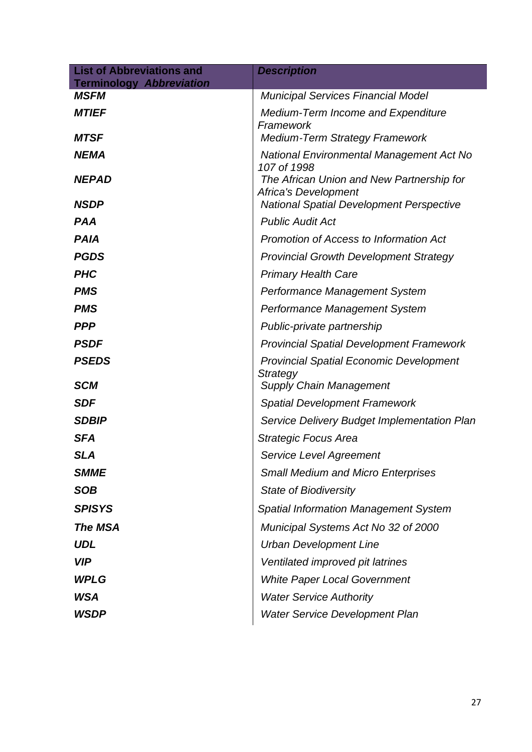| **List of Abbreviations and Terminology *Abbreviation*** | ***Description*** |
|---|---|
| ***MSFM*** | *Municipal Services Financial Model* |
| ***MTIEF*** | *Medium-Term Income and Expenditure Framework* |
| ***MTSF*** | *Medium-Term Strategy Framework* |
| ***NEMA*** | *National Environmental Management Act No 107 of 1998* |
| ***NEPAD*** | *The African Union and New Partnership for Africa's Development* |
| ***NSDP*** | *National Spatial Development Perspective* |
| ***PAA*** | *Public Audit Act* |
| ***PAIA*** | *Promotion of Access to Information Act* |
| ***PGDS*** | *Provincial Growth Development Strategy* |
| ***PHC*** | *Primary Health Care* |
| ***PMS*** | *Performance Management System* |
| ***PMS*** | *Performance Management System* |
| ***PPP*** | *Public-private partnership* |
| ***PSDF*** | *Provincial Spatial Development Framework* |
| ***PSEDS*** | *Provincial Spatial Economic Development Strategy* |
| ***SCM*** | *Supply Chain Management* |
| ***SDF*** | *Spatial Development Framework* |
| ***SDBIP*** | *Service Delivery Budget Implementation Plan* |
| ***SFA*** | *Strategic Focus Area* |
| ***SLA*** | *Service Level Agreement* |
| ***SMME*** | *Small Medium and Micro Enterprises* |
| ***SOB*** | *State of Biodiversity* |
| ***SPISYS*** | *Spatial Information Management System* |
| ***The MSA*** | *Municipal Systems Act No 32 of 2000* |
| ***UDL*** | *Urban Development Line* |
| ***VIP*** | *Ventilated improved pit latrines* |
| ***WPLG*** | *White Paper Local Government* |
| ***WSA*** | *Water Service Authority* |
| ***WSDP*** | *Water Service Development Plan* |